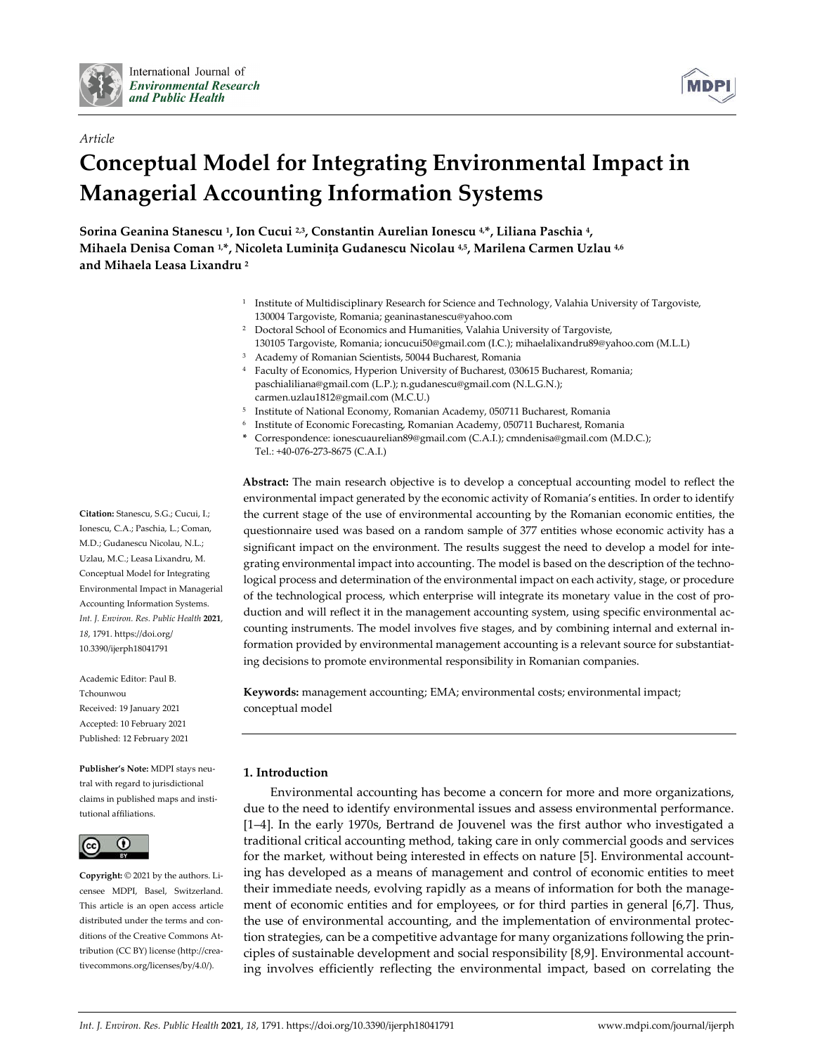*Article*

# Conceptual Model for Integrating Environmental Impact in Managerial Accounting Information Systems

**Sorina Geanina Stanescu [1], Ion Cucui [2,3], Constantin Aurelian Ionescu [4,*], Liliana Paschia [4], Mihaela Denisa Coman [1,*], Nicoleta Luminiţa Gudanescu Nicolau [4,5], Marilena Carmen Uzlau [4,6] and Mihaela Leasa Lixandru [2]**

[1] Institute of Multidisciplinary Research for Science and Technology, Valahia University of Targoviste, 130004 Targoviste, Romania; geaninastanescu@yahoo.com

[2] Doctoral School of Economics and Humanities, Valahia University of Targoviste, 130105 Targoviste, Romania; ioncucui50@gmail.com (I.C.); mihaelalixandru89@yahoo.com (M.L.L)

[3] Academy of Romanian Scientists, 50044 Bucharest, Romania

[4] Faculty of Economics, Hyperion University of Bucharest, 030615 Bucharest, Romania; paschialiliana@gmail.com (L.P.); n.gudanescu@gmail.com (N.L.G.N.); carmen.uzlau1812@gmail.com (M.C.U.)

[5] Institute of National Economy, Romanian Academy, 050711 Bucharest, Romania

[6] Institute of Economic Forecasting, Romanian Academy, 050711 Bucharest, Romania

\* Correspondence: ionescuaurelian89@gmail.com (C.A.I.); cmndenisa@gmail.com (M.D.C.); Tel.: +40-076-273-8675 (C.A.I.)

**Abstract:** The main research objective is to develop a conceptual accounting model to reflect the environmental impact generated by the economic activity of Romania's entities. In order to identify the current stage of the use of environmental accounting by the Romanian economic entities, the questionnaire used was based on a random sample of 377 entities whose economic activity has a significant impact on the environment. The results suggest the need to develop a model for integrating environmental impact into accounting. The model is based on the description of the technological process and determination of the environmental impact on each activity, stage, or procedure of the technological process, which enterprise will integrate its monetary value in the cost of production and will reflect it in the management accounting system, using specific environmental accounting instruments. The model involves five stages, and by combining internal and external information provided by environmental management accounting is a relevant source for substantiating decisions to promote environmental responsibility in Romanian companies.

**Keywords:** management accounting; EMA; environmental costs; environmental impact; conceptual model

**Citation:** Stanescu, S.G.; Cucui, I.; Ionescu, C.A.; Paschia, L.; Coman, M.D.; Gudanescu Nicolau, N.L.; Uzlau, M.C.; Leasa Lixandru, M. Conceptual Model for Integrating Environmental Impact in Managerial Accounting Information Systems. *Int. J. Environ. Res. Public Health* **2021**, *18*, 1791. https://doi.org/10.3390/ijerph18041791

Academic Editor: Paul B. Tchounwou

Received: 19 January 2021
Accepted: 10 February 2021
Published: 12 February 2021

**Publisher's Note:** MDPI stays neutral with regard to jurisdictional claims in published maps and institutional affiliations.

**Copyright:** © 2021 by the authors. Licensee MDPI, Basel, Switzerland. This article is an open access article distributed under the terms and conditions of the Creative Commons Attribution (CC BY) license (http://creativecommons.org/licenses/by/4.0/).

## 1. Introduction

Environmental accounting has become a concern for more and more organizations, due to the need to identify environmental issues and assess environmental performance. [1–4]. In the early 1970s, Bertrand de Jouvenel was the first author who investigated a traditional critical accounting method, taking care in only commercial goods and services for the market, without being interested in effects on nature [5]. Environmental accounting has developed as a means of management and control of economic entities to meet their immediate needs, evolving rapidly as a means of information for both the management of economic entities and for employees, or for third parties in general [6,7]. Thus, the use of environmental accounting, and the implementation of environmental protection strategies, can be a competitive advantage for many organizations following the principles of sustainable development and social responsibility [8,9]. Environmental accounting involves efficiently reflecting the environmental impact, based on correlating the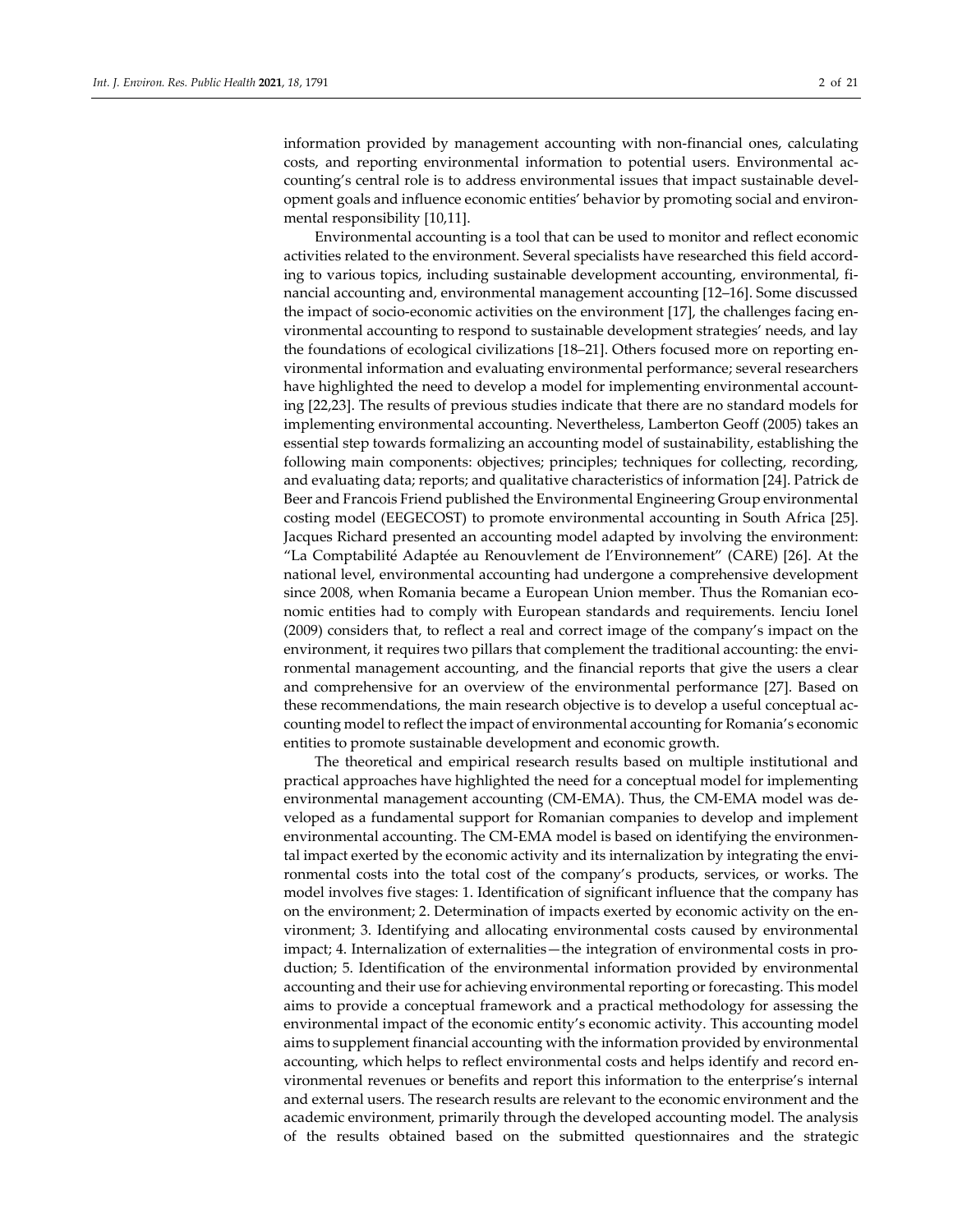information provided by management accounting with non-financial ones, calculating costs, and reporting environmental information to potential users. Environmental accounting's central role is to address environmental issues that impact sustainable development goals and influence economic entities' behavior by promoting social and environmental responsibility [10,11].

Environmental accounting is a tool that can be used to monitor and reflect economic activities related to the environment. Several specialists have researched this field according to various topics, including sustainable development accounting, environmental, financial accounting and, environmental management accounting [12–16]. Some discussed the impact of socio-economic activities on the environment [17], the challenges facing environmental accounting to respond to sustainable development strategies' needs, and lay the foundations of ecological civilizations [18–21]. Others focused more on reporting environmental information and evaluating environmental performance; several researchers have highlighted the need to develop a model for implementing environmental accounting [22,23]. The results of previous studies indicate that there are no standard models for implementing environmental accounting. Nevertheless, Lamberton Geoff (2005) takes an essential step towards formalizing an accounting model of sustainability, establishing the following main components: objectives; principles; techniques for collecting, recording, and evaluating data; reports; and qualitative characteristics of information [24]. Patrick de Beer and Francois Friend published the Environmental Engineering Group environmental costing model (EEGECOST) to promote environmental accounting in South Africa [25]. Jacques Richard presented an accounting model adapted by involving the environment: "La Comptabilité Adaptée au Renouvlement de l'Environnement" (CARE) [26]. At the national level, environmental accounting had undergone a comprehensive development since 2008, when Romania became a European Union member. Thus the Romanian economic entities had to comply with European standards and requirements. Ienciu Ionel (2009) considers that, to reflect a real and correct image of the company's impact on the environment, it requires two pillars that complement the traditional accounting: the environmental management accounting, and the financial reports that give the users a clear and comprehensive for an overview of the environmental performance [27]. Based on these recommendations, the main research objective is to develop a useful conceptual accounting model to reflect the impact of environmental accounting for Romania's economic entities to promote sustainable development and economic growth.

The theoretical and empirical research results based on multiple institutional and practical approaches have highlighted the need for a conceptual model for implementing environmental management accounting (CM-EMA). Thus, the CM-EMA model was developed as a fundamental support for Romanian companies to develop and implement environmental accounting. The CM-EMA model is based on identifying the environmental impact exerted by the economic activity and its internalization by integrating the environmental costs into the total cost of the company's products, services, or works. The model involves five stages: 1. Identification of significant influence that the company has on the environment; 2. Determination of impacts exerted by economic activity on the environment; 3. Identifying and allocating environmental costs caused by environmental impact; 4. Internalization of externalities—the integration of environmental costs in production; 5. Identification of the environmental information provided by environmental accounting and their use for achieving environmental reporting or forecasting. This model aims to provide a conceptual framework and a practical methodology for assessing the environmental impact of the economic entity's economic activity. This accounting model aims to supplement financial accounting with the information provided by environmental accounting, which helps to reflect environmental costs and helps identify and record environmental revenues or benefits and report this information to the enterprise's internal and external users. The research results are relevant to the economic environment and the academic environment, primarily through the developed accounting model. The analysis of the results obtained based on the submitted questionnaires and the strategic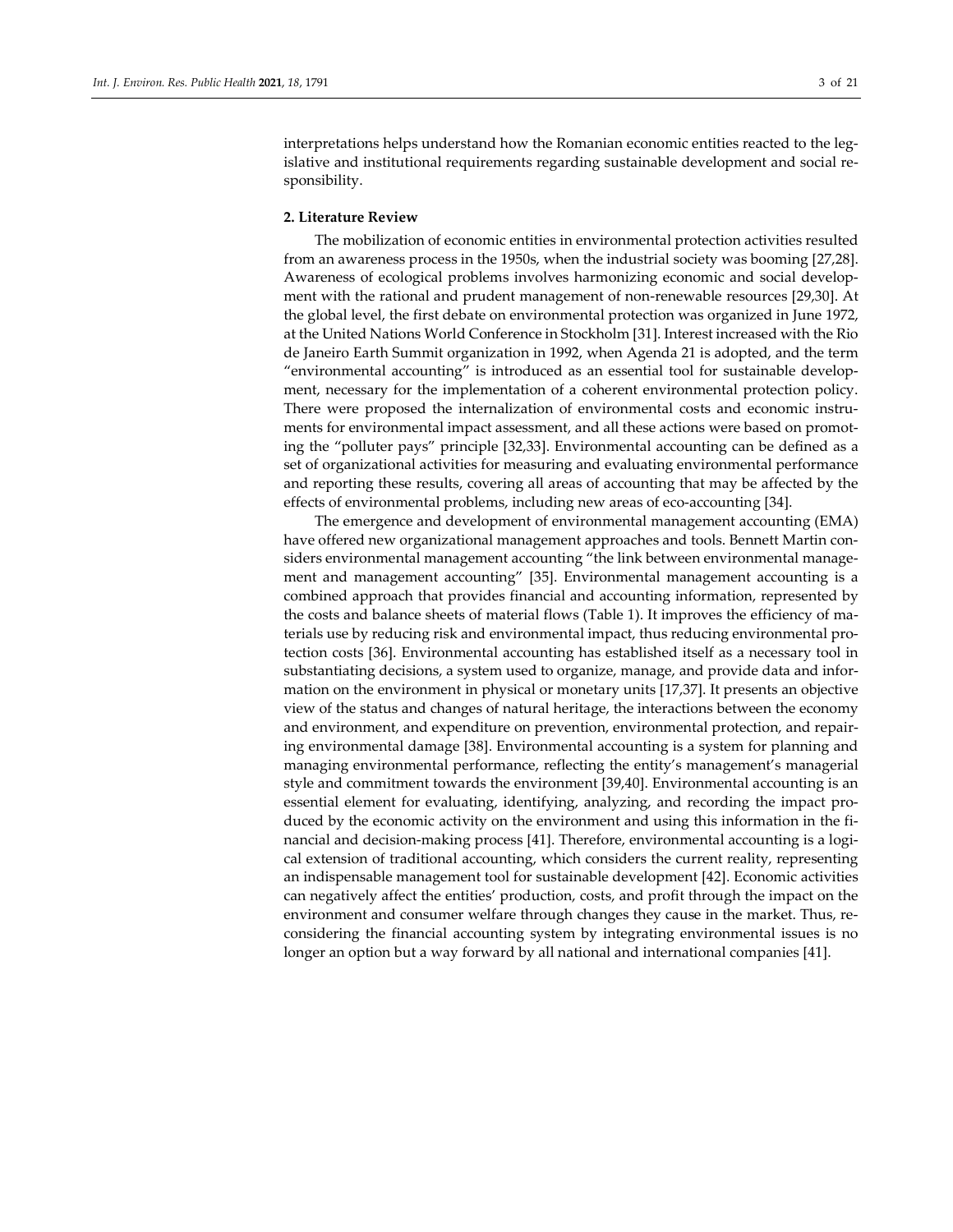interpretations helps understand how the Romanian economic entities reacted to the legislative and institutional requirements regarding sustainable development and social responsibility.

## 2. Literature Review

The mobilization of economic entities in environmental protection activities resulted from an awareness process in the 1950s, when the industrial society was booming [27,28]. Awareness of ecological problems involves harmonizing economic and social development with the rational and prudent management of non-renewable resources [29,30]. At the global level, the first debate on environmental protection was organized in June 1972, at the United Nations World Conference in Stockholm [31]. Interest increased with the Rio de Janeiro Earth Summit organization in 1992, when Agenda 21 is adopted, and the term "environmental accounting" is introduced as an essential tool for sustainable development, necessary for the implementation of a coherent environmental protection policy. There were proposed the internalization of environmental costs and economic instruments for environmental impact assessment, and all these actions were based on promoting the "polluter pays" principle [32,33]. Environmental accounting can be defined as a set of organizational activities for measuring and evaluating environmental performance and reporting these results, covering all areas of accounting that may be affected by the effects of environmental problems, including new areas of eco-accounting [34].

The emergence and development of environmental management accounting (EMA) have offered new organizational management approaches and tools. Bennett Martin considers environmental management accounting "the link between environmental management and management accounting" [35]. Environmental management accounting is a combined approach that provides financial and accounting information, represented by the costs and balance sheets of material flows (Table 1). It improves the efficiency of materials use by reducing risk and environmental impact, thus reducing environmental protection costs [36]. Environmental accounting has established itself as a necessary tool in substantiating decisions, a system used to organize, manage, and provide data and information on the environment in physical or monetary units [17,37]. It presents an objective view of the status and changes of natural heritage, the interactions between the economy and environment, and expenditure on prevention, environmental protection, and repairing environmental damage [38]. Environmental accounting is a system for planning and managing environmental performance, reflecting the entity's management's managerial style and commitment towards the environment [39,40]. Environmental accounting is an essential element for evaluating, identifying, analyzing, and recording the impact produced by the economic activity on the environment and using this information in the financial and decision-making process [41]. Therefore, environmental accounting is a logical extension of traditional accounting, which considers the current reality, representing an indispensable management tool for sustainable development [42]. Economic activities can negatively affect the entities' production, costs, and profit through the impact on the environment and consumer welfare through changes they cause in the market. Thus, reconsidering the financial accounting system by integrating environmental issues is no longer an option but a way forward by all national and international companies [41].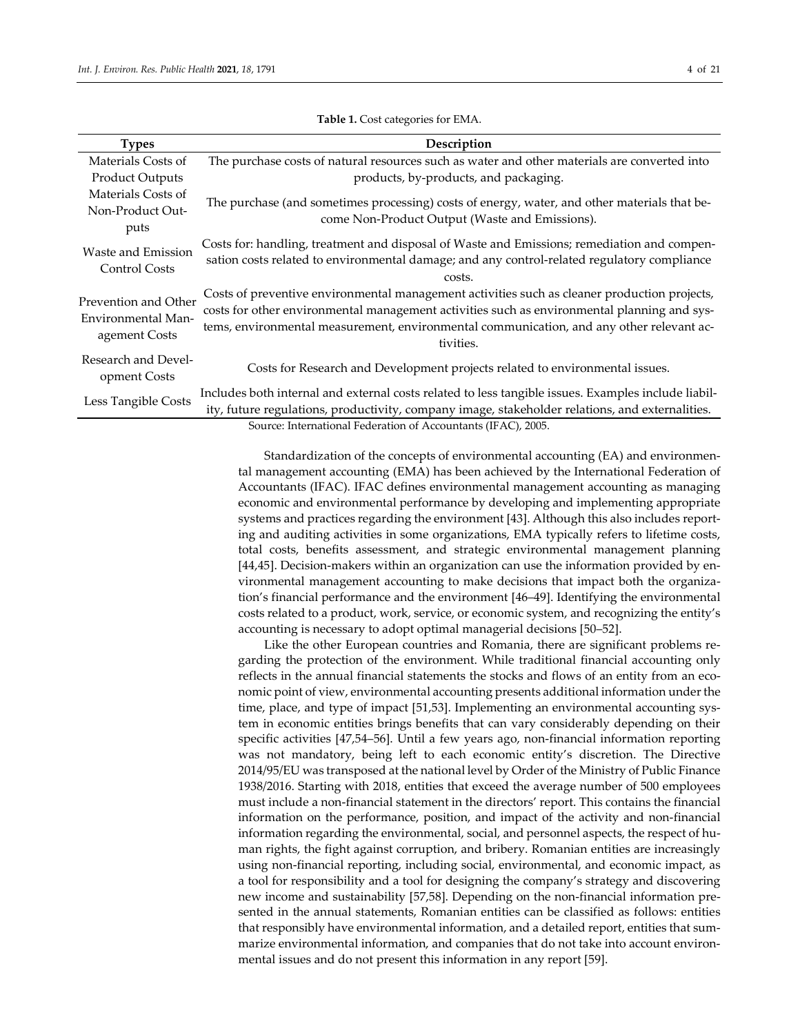**Table 1.** Cost categories for EMA.

| Types | Description |
| --- | --- |
| Materials Costs of Product Outputs | The purchase costs of natural resources such as water and other materials are converted into products, by-products, and packaging. |
| Materials Costs of Non-Product Outputs | The purchase (and sometimes processing) costs of energy, water, and other materials that become Non-Product Output (Waste and Emissions). |
| Waste and Emission Control Costs | Costs for: handling, treatment and disposal of Waste and Emissions; remediation and compensation costs related to environmental damage; and any control-related regulatory compliance costs. |
| Prevention and Other Environmental Management Costs | Costs of preventive environmental management activities such as cleaner production projects, costs for other environmental management activities such as environmental planning and systems, environmental measurement, environmental communication, and any other relevant activities. |
| Research and Development Costs | Costs for Research and Development projects related to environmental issues. |
| Less Tangible Costs | Includes both internal and external costs related to less tangible issues. Examples include liability, future regulations, productivity, company image, stakeholder relations, and externalities. |

Source: International Federation of Accountants (IFAC), 2005.

Standardization of the concepts of environmental accounting (EA) and environmental management accounting (EMA) has been achieved by the International Federation of Accountants (IFAC). IFAC defines environmental management accounting as managing economic and environmental performance by developing and implementing appropriate systems and practices regarding the environment [43]. Although this also includes reporting and auditing activities in some organizations, EMA typically refers to lifetime costs, total costs, benefits assessment, and strategic environmental management planning [44,45]. Decision-makers within an organization can use the information provided by environmental management accounting to make decisions that impact both the organization's financial performance and the environment [46–49]. Identifying the environmental costs related to a product, work, service, or economic system, and recognizing the entity's accounting is necessary to adopt optimal managerial decisions [50–52].

Like the other European countries and Romania, there are significant problems regarding the protection of the environment. While traditional financial accounting only reflects in the annual financial statements the stocks and flows of an entity from an economic point of view, environmental accounting presents additional information under the time, place, and type of impact [51,53]. Implementing an environmental accounting system in economic entities brings benefits that can vary considerably depending on their specific activities [47,54–56]. Until a few years ago, non-financial information reporting was not mandatory, being left to each economic entity's discretion. The Directive 2014/95/EU was transposed at the national level by Order of the Ministry of Public Finance 1938/2016. Starting with 2018, entities that exceed the average number of 500 employees must include a non-financial statement in the directors' report. This contains the financial information on the performance, position, and impact of the activity and non-financial information regarding the environmental, social, and personnel aspects, the respect of human rights, the fight against corruption, and bribery. Romanian entities are increasingly using non-financial reporting, including social, environmental, and economic impact, as a tool for responsibility and a tool for designing the company's strategy and discovering new income and sustainability [57,58]. Depending on the non-financial information presented in the annual statements, Romanian entities can be classified as follows: entities that responsibly have environmental information, and a detailed report, entities that summarize environmental information, and companies that do not take into account environmental issues and do not present this information in any report [59].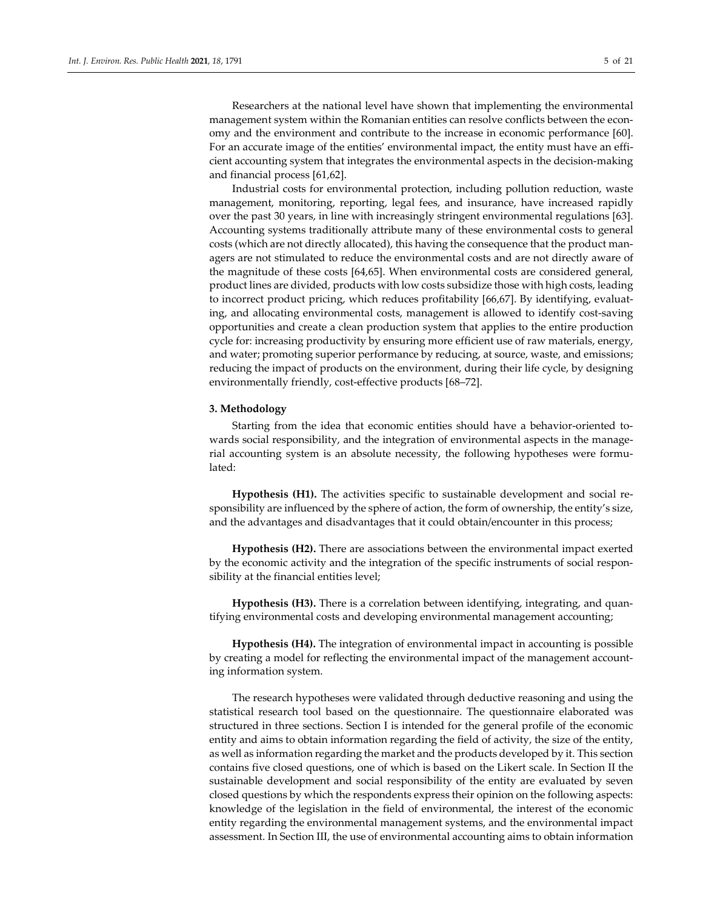Researchers at the national level have shown that implementing the environmental management system within the Romanian entities can resolve conflicts between the economy and the environment and contribute to the increase in economic performance [60]. For an accurate image of the entities' environmental impact, the entity must have an efficient accounting system that integrates the environmental aspects in the decision-making and financial process [61,62].

Industrial costs for environmental protection, including pollution reduction, waste management, monitoring, reporting, legal fees, and insurance, have increased rapidly over the past 30 years, in line with increasingly stringent environmental regulations [63]. Accounting systems traditionally attribute many of these environmental costs to general costs (which are not directly allocated), this having the consequence that the product managers are not stimulated to reduce the environmental costs and are not directly aware of the magnitude of these costs [64,65]. When environmental costs are considered general, product lines are divided, products with low costs subsidize those with high costs, leading to incorrect product pricing, which reduces profitability [66,67]. By identifying, evaluating, and allocating environmental costs, management is allowed to identify cost-saving opportunities and create a clean production system that applies to the entire production cycle for: increasing productivity by ensuring more efficient use of raw materials, energy, and water; promoting superior performance by reducing, at source, waste, and emissions; reducing the impact of products on the environment, during their life cycle, by designing environmentally friendly, cost-effective products [68–72].

## 3. Methodology

Starting from the idea that economic entities should have a behavior-oriented towards social responsibility, and the integration of environmental aspects in the managerial accounting system is an absolute necessity, the following hypotheses were formulated:

**Hypothesis (H1).** The activities specific to sustainable development and social responsibility are influenced by the sphere of action, the form of ownership, the entity's size, and the advantages and disadvantages that it could obtain/encounter in this process;

**Hypothesis (H2).** There are associations between the environmental impact exerted by the economic activity and the integration of the specific instruments of social responsibility at the financial entities level;

**Hypothesis (H3).** There is a correlation between identifying, integrating, and quantifying environmental costs and developing environmental management accounting;

**Hypothesis (H4).** The integration of environmental impact in accounting is possible by creating a model for reflecting the environmental impact of the management accounting information system.

The research hypotheses were validated through deductive reasoning and using the statistical research tool based on the questionnaire. The questionnaire elaborated was structured in three sections. Section I is intended for the general profile of the economic entity and aims to obtain information regarding the field of activity, the size of the entity, as well as information regarding the market and the products developed by it. This section contains five closed questions, one of which is based on the Likert scale. In Section II the sustainable development and social responsibility of the entity are evaluated by seven closed questions by which the respondents express their opinion on the following aspects: knowledge of the legislation in the field of environmental, the interest of the economic entity regarding the environmental management systems, and the environmental impact assessment. In Section III, the use of environmental accounting aims to obtain information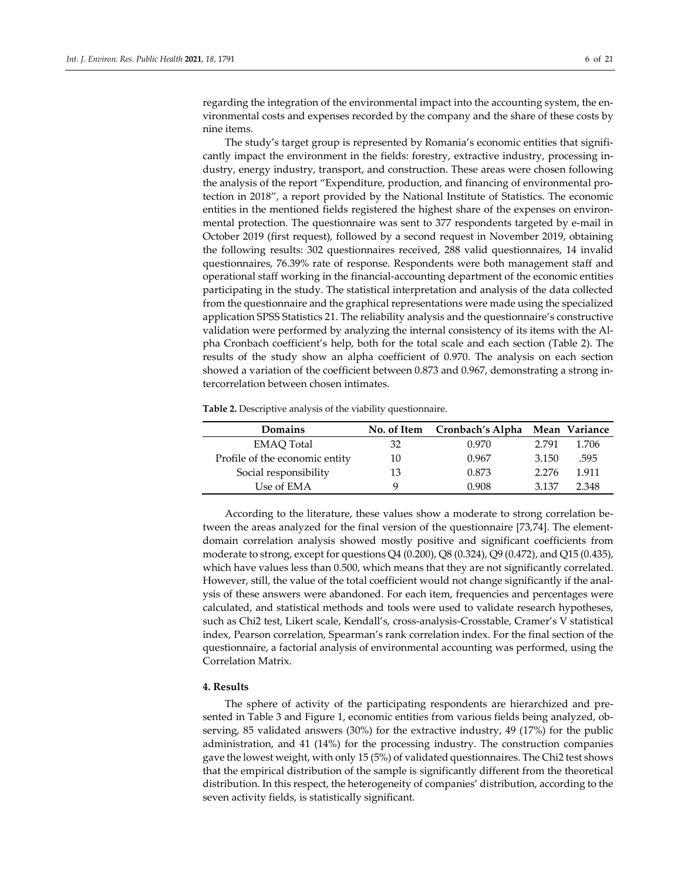regarding the integration of the environmental impact into the accounting system, the environmental costs and expenses recorded by the company and the share of these costs by nine items.

The study's target group is represented by Romania's economic entities that significantly impact the environment in the fields: forestry, extractive industry, processing industry, energy industry, transport, and construction. These areas were chosen following the analysis of the report "Expenditure, production, and financing of environmental protection in 2018", a report provided by the National Institute of Statistics. The economic entities in the mentioned fields registered the highest share of the expenses on environmental protection. The questionnaire was sent to 377 respondents targeted by e-mail in October 2019 (first request), followed by a second request in November 2019, obtaining the following results: 302 questionnaires received, 288 valid questionnaires, 14 invalid questionnaires, 76.39% rate of response. Respondents were both management staff and operational staff working in the financial-accounting department of the economic entities participating in the study. The statistical interpretation and analysis of the data collected from the questionnaire and the graphical representations were made using the specialized application SPSS Statistics 21. The reliability analysis and the questionnaire's constructive validation were performed by analyzing the internal consistency of its items with the Alpha Cronbach coefficient's help, both for the total scale and each section (Table 2). The results of the study show an alpha coefficient of 0.970. The analysis on each section showed a variation of the coefficient between 0.873 and 0.967, demonstrating a strong intercorrelation between chosen intimates.

**Table 2.** Descriptive analysis of the viability questionnaire.

| Domains | No. of Item | Cronbach's Alpha | Mean | Variance |
|---|---|---|---|---|
| EMAQ Total | 32 | 0.970 | 2.791 | 1.706 |
| Profile of the economic entity | 10 | 0.967 | 3.150 | .595 |
| Social responsibility | 13 | 0.873 | 2.276 | 1.911 |
| Use of EMA | 9 | 0.908 | 3.137 | 2.348 |

According to the literature, these values show a moderate to strong correlation between the areas analyzed for the final version of the questionnaire [73,74]. The element-domain correlation analysis showed mostly positive and significant coefficients from moderate to strong, except for questions Q4 (0.200), Q8 (0.324), Q9 (0.472), and Q15 (0.435), which have values less than 0.500, which means that they are not significantly correlated. However, still, the value of the total coefficient would not change significantly if the analysis of these answers were abandoned. For each item, frequencies and percentages were calculated, and statistical methods and tools were used to validate research hypotheses, such as Chi2 test, Likert scale, Kendall's, cross-analysis-Crosstable, Cramer's V statistical index, Pearson correlation, Spearman's rank correlation index. For the final section of the questionnaire, a factorial analysis of environmental accounting was performed, using the Correlation Matrix.

## 4. Results

The sphere of activity of the participating respondents are hierarchized and presented in Table 3 and Figure 1, economic entities from various fields being analyzed, observing, 85 validated answers (30%) for the extractive industry, 49 (17%) for the public administration, and 41 (14%) for the processing industry. The construction companies gave the lowest weight, with only 15 (5%) of validated questionnaires. The Chi2 test shows that the empirical distribution of the sample is significantly different from the theoretical distribution. In this respect, the heterogeneity of companies' distribution, according to the seven activity fields, is statistically significant.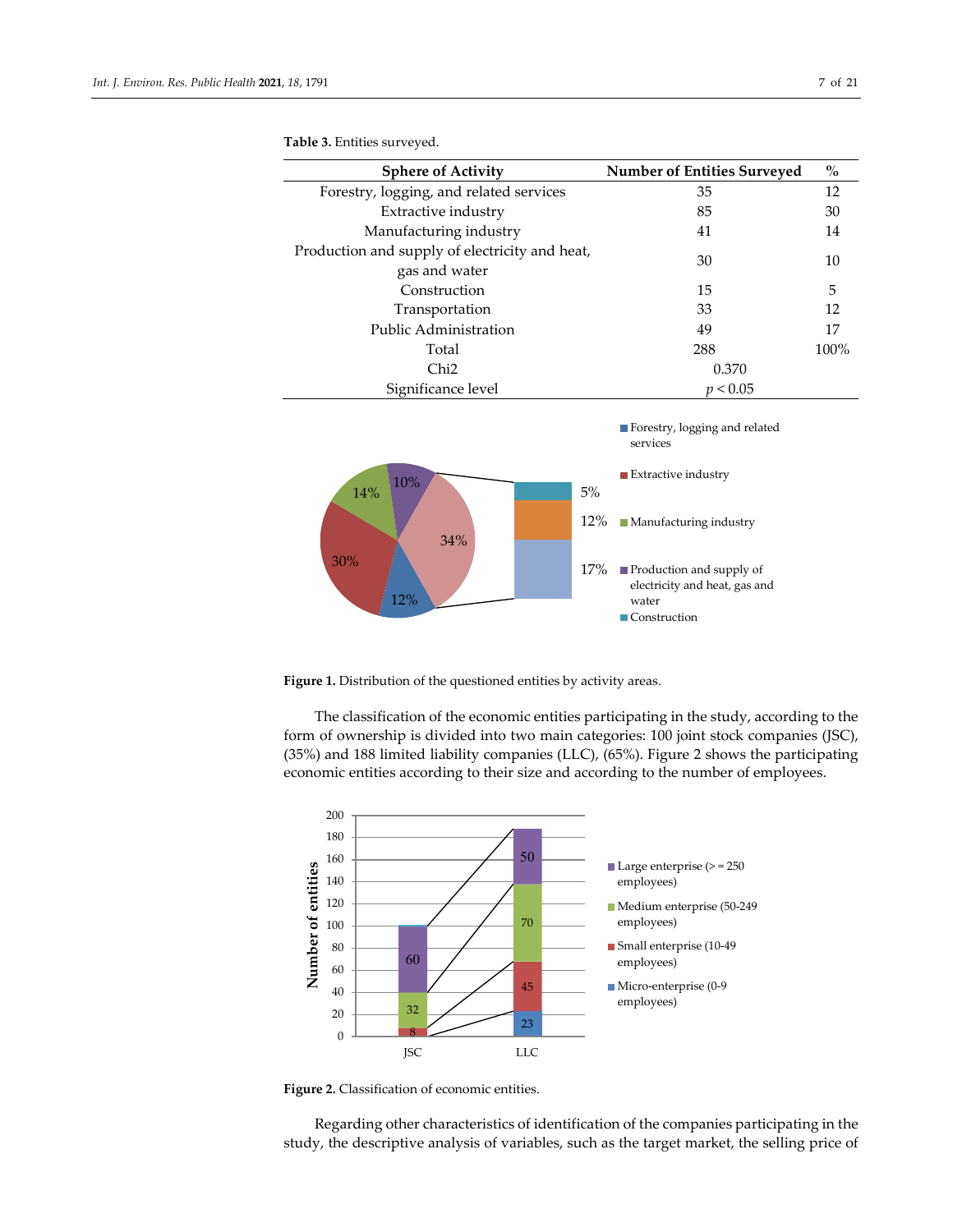**Table 3.** Entities surveyed.

| Sphere of Activity | Number of Entities Surveyed | % |
|---|---|---|
| Forestry, logging, and related services | 35 | 12 |
| Extractive industry | 85 | 30 |
| Manufacturing industry | 41 | 14 |
| Production and supply of electricity and heat, gas and water | 30 | 10 |
| Construction | 15 | 5 |
| Transportation | 33 | 12 |
| Public Administration | 49 | 17 |
| Total | 288 | 100% |
| Chi2 | 0.370 | |
| Significance level | $p < 0.05$ | |

**Figure 1.** Distribution of the questioned entities by activity areas.

The classification of the economic entities participating in the study, according to the form of ownership is divided into two main categories: 100 joint stock companies (JSC), (35%) and 188 limited liability companies (LLC), (65%). Figure 2 shows the participating economic entities according to their size and according to the number of employees.

**Figure 2.** Classification of economic entities.

Regarding other characteristics of identification of the companies participating in the study, the descriptive analysis of variables, such as the target market, the selling price of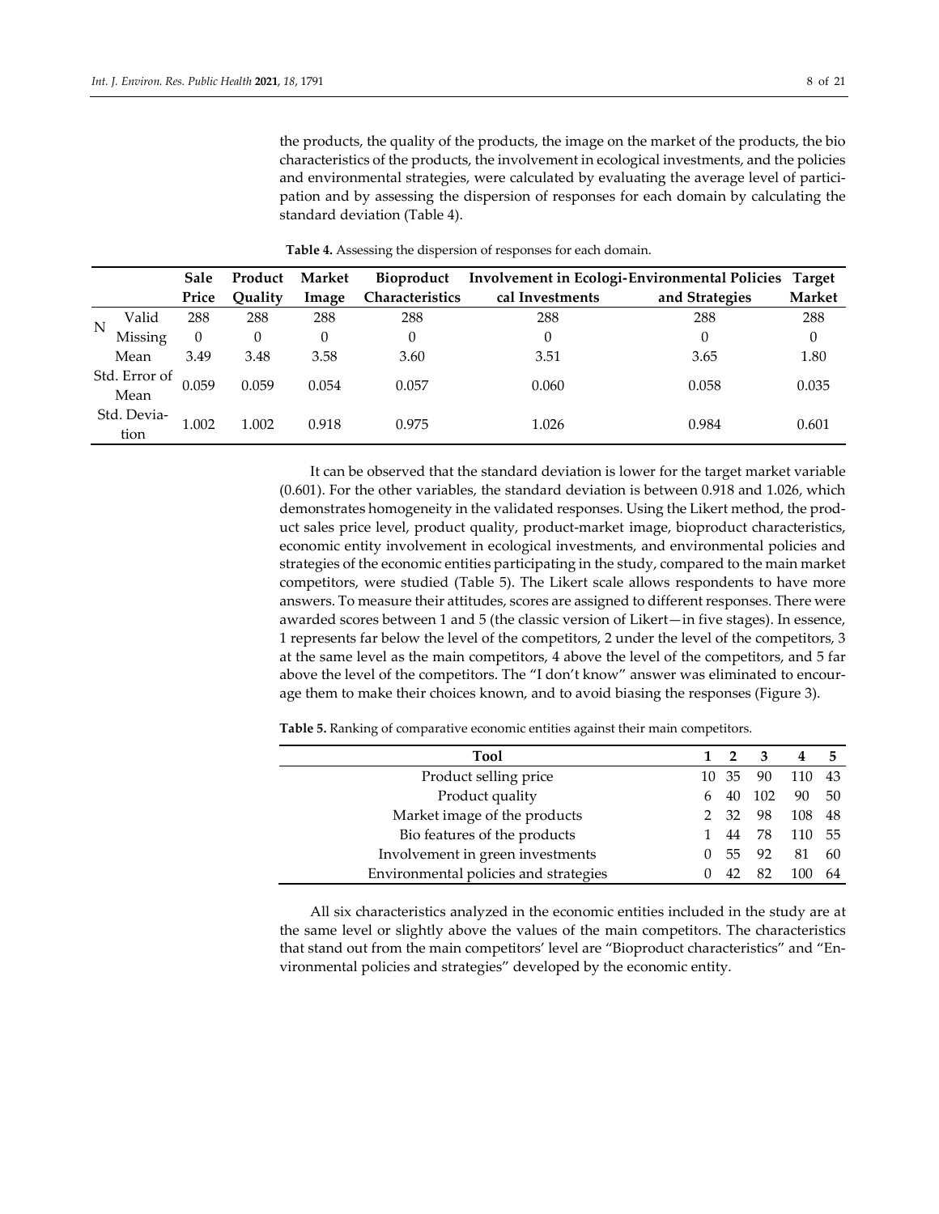the products, the quality of the products, the image on the market of the products, the bio characteristics of the products, the involvement in ecological investments, and the policies and environmental strategies, were calculated by evaluating the average level of participation and by assessing the dispersion of responses for each domain by calculating the standard deviation (Table 4).

**Table 4.** Assessing the dispersion of responses for each domain.

| | | Sale Price | Product Quality | Market Image | Bioproduct Characteristics | Involvement in Ecological Investments | Environmental Policies and Strategies | Target Market |
|---|---|---|---|---|---|---|---|---|
| N | Valid | 288 | 288 | 288 | 288 | 288 | 288 | 288 |
| | Missing | 0 | 0 | 0 | 0 | 0 | 0 | 0 |
| Mean | | 3.49 | 3.48 | 3.58 | 3.60 | 3.51 | 3.65 | 1.80 |
| Std. Error of Mean | | 0.059 | 0.059 | 0.054 | 0.057 | 0.060 | 0.058 | 0.035 |
| Std. Deviation | | 1.002 | 1.002 | 0.918 | 0.975 | 1.026 | 0.984 | 0.601 |

It can be observed that the standard deviation is lower for the target market variable (0.601). For the other variables, the standard deviation is between 0.918 and 1.026, which demonstrates homogeneity in the validated responses. Using the Likert method, the product sales price level, product quality, product-market image, bioproduct characteristics, economic entity involvement in ecological investments, and environmental policies and strategies of the economic entities participating in the study, compared to the main market competitors, were studied (Table 5). The Likert scale allows respondents to have more answers. To measure their attitudes, scores are assigned to different responses. There were awarded scores between 1 and 5 (the classic version of Likert—in five stages). In essence, 1 represents far below the level of the competitors, 2 under the level of the competitors, 3 at the same level as the main competitors, 4 above the level of the competitors, and 5 far above the level of the competitors. The "I don't know" answer was eliminated to encourage them to make their choices known, and to avoid biasing the responses (Figure 3).

**Table 5.** Ranking of comparative economic entities against their main competitors.

| Tool | 1 | 2 | 3 | 4 | 5 |
|---|---|---|---|---|---|
| Product selling price | 10 | 35 | 90 | 110 | 43 |
| Product quality | 6 | 40 | 102 | 90 | 50 |
| Market image of the products | 2 | 32 | 98 | 108 | 48 |
| Bio features of the products | 1 | 44 | 78 | 110 | 55 |
| Involvement in green investments | 0 | 55 | 92 | 81 | 60 |
| Environmental policies and strategies | 0 | 42 | 82 | 100 | 64 |

All six characteristics analyzed in the economic entities included in the study are at the same level or slightly above the values of the main competitors. The characteristics that stand out from the main competitors' level are "Bioproduct characteristics" and "Environmental policies and strategies" developed by the economic entity.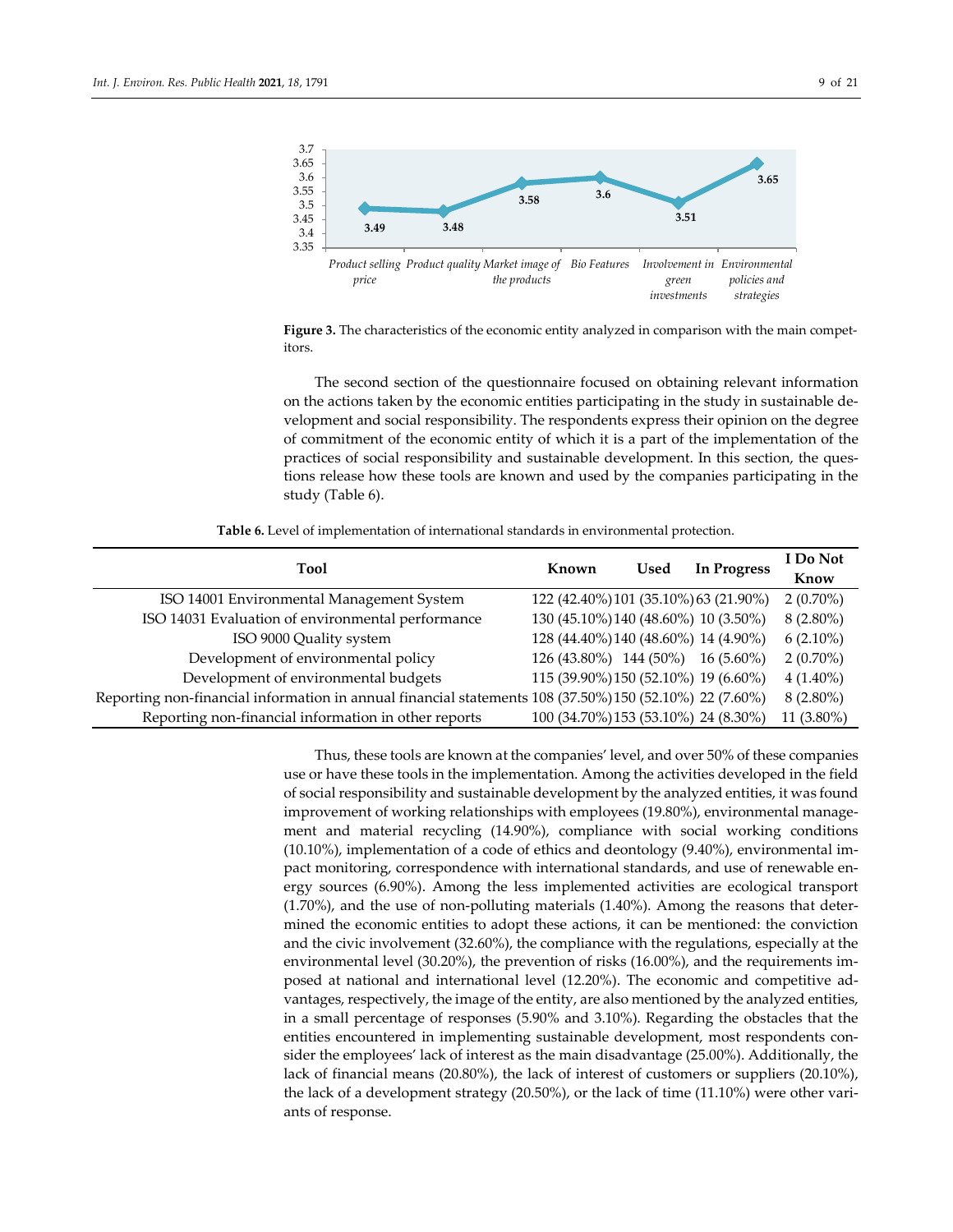**Figure 3.** The characteristics of the economic entity analyzed in comparison with the main competitors.

The second section of the questionnaire focused on obtaining relevant information on the actions taken by the economic entities participating in the study in sustainable development and social responsibility. The respondents express their opinion on the degree of commitment of the economic entity of which it is a part of the implementation of the practices of social responsibility and sustainable development. In this section, the questions release how these tools are known and used by the companies participating in the study (Table 6).

**Table 6.** Level of implementation of international standards in environmental protection.

| Tool | Known | Used | In Progress | I Do Not Know |
|---|---|---|---|---|
| ISO 14001 Environmental Management System | 122 (42.40%) | 101 (35.10%) | 63 (21.90%) | 2 (0.70%) |
| ISO 14031 Evaluation of environmental performance | 130 (45.10%) | 140 (48.60%) | 10 (3.50%) | 8 (2.80%) |
| ISO 9000 Quality system | 128 (44.40%) | 140 (48.60%) | 14 (4.90%) | 6 (2.10%) |
| Development of environmental policy | 126 (43.80%) | 144 (50%) | 16 (5.60%) | 2 (0.70%) |
| Development of environmental budgets | 115 (39.90%) | 150 (52.10%) | 19 (6.60%) | 4 (1.40%) |
| Reporting non-financial information in annual financial statements | 108 (37.50%) | 150 (52.10%) | 22 (7.60%) | 8 (2.80%) |
| Reporting non-financial information in other reports | 100 (34.70%) | 153 (53.10%) | 24 (8.30%) | 11 (3.80%) |

Thus, these tools are known at the companies' level, and over 50% of these companies use or have these tools in the implementation. Among the activities developed in the field of social responsibility and sustainable development by the analyzed entities, it was found improvement of working relationships with employees (19.80%), environmental management and material recycling (14.90%), compliance with social working conditions (10.10%), implementation of a code of ethics and deontology (9.40%), environmental impact monitoring, correspondence with international standards, and use of renewable energy sources (6.90%). Among the less implemented activities are ecological transport (1.70%), and the use of non-polluting materials (1.40%). Among the reasons that determined the economic entities to adopt these actions, it can be mentioned: the conviction and the civic involvement (32.60%), the compliance with the regulations, especially at the environmental level (30.20%), the prevention of risks (16.00%), and the requirements imposed at national and international level (12.20%). The economic and competitive advantages, respectively, the image of the entity, are also mentioned by the analyzed entities, in a small percentage of responses (5.90% and 3.10%). Regarding the obstacles that the entities encountered in implementing sustainable development, most respondents consider the employees' lack of interest as the main disadvantage (25.00%). Additionally, the lack of financial means (20.80%), the lack of interest of customers or suppliers (20.10%), the lack of a development strategy (20.50%), or the lack of time (11.10%) were other variants of response.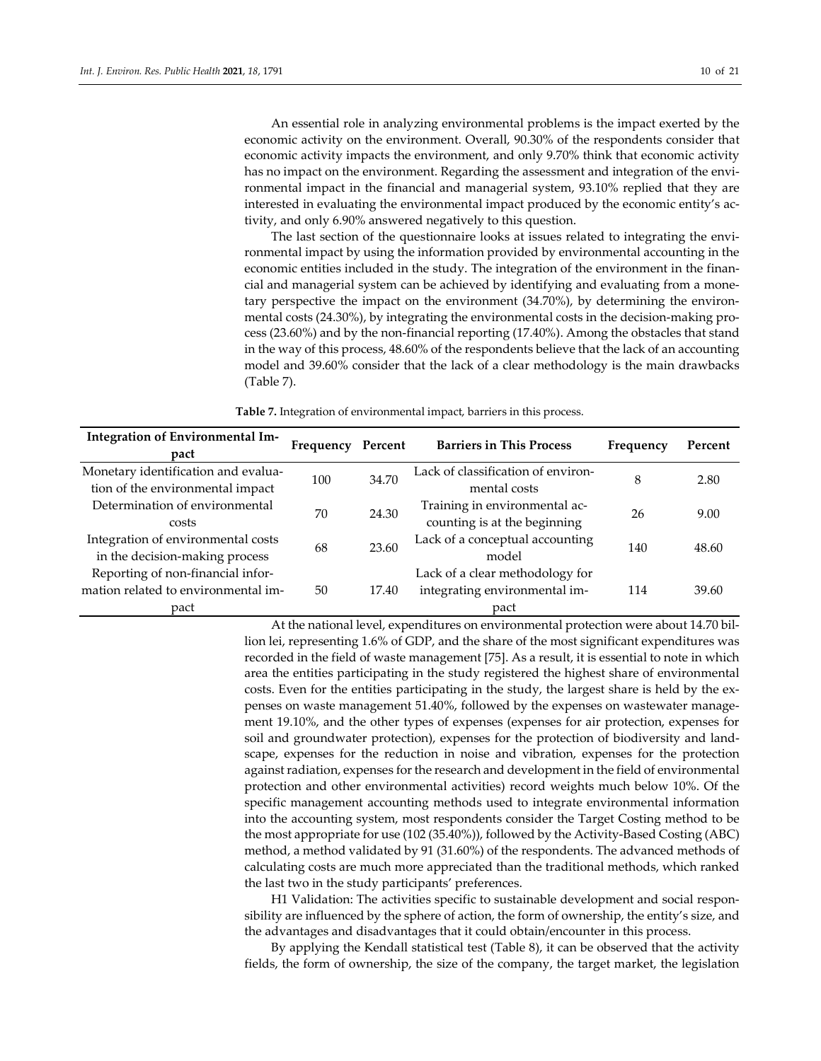An essential role in analyzing environmental problems is the impact exerted by the economic activity on the environment. Overall, 90.30% of the respondents consider that economic activity impacts the environment, and only 9.70% think that economic activity has no impact on the environment. Regarding the assessment and integration of the environmental impact in the financial and managerial system, 93.10% replied that they are interested in evaluating the environmental impact produced by the economic entity's activity, and only 6.90% answered negatively to this question.

The last section of the questionnaire looks at issues related to integrating the environmental impact by using the information provided by environmental accounting in the economic entities included in the study. The integration of the environment in the financial and managerial system can be achieved by identifying and evaluating from a monetary perspective the impact on the environment (34.70%), by determining the environmental costs (24.30%), by integrating the environmental costs in the decision-making process (23.60%) and by the non-financial reporting (17.40%). Among the obstacles that stand in the way of this process, 48.60% of the respondents believe that the lack of an accounting model and 39.60% consider that the lack of a clear methodology is the main drawbacks (Table 7).

**Table 7.** Integration of environmental impact, barriers in this process.

| Integration of Environmental Impact | Frequency | Percent | Barriers in This Process | Frequency | Percent |
|---|---|---|---|---|---|
| Monetary identification and evaluation of the environmental impact | 100 | 34.70 | Lack of classification of environmental costs | 8 | 2.80 |
| Determination of environmental costs | 70 | 24.30 | Training in environmental accounting is at the beginning | 26 | 9.00 |
| Integration of environmental costs in the decision-making process | 68 | 23.60 | Lack of a conceptual accounting model | 140 | 48.60 |
| Reporting of non-financial information related to environmental impact | 50 | 17.40 | Lack of a clear methodology for integrating environmental impact | 114 | 39.60 |

At the national level, expenditures on environmental protection were about 14.70 billion lei, representing 1.6% of GDP, and the share of the most significant expenditures was recorded in the field of waste management [75]. As a result, it is essential to note in which area the entities participating in the study registered the highest share of environmental costs. Even for the entities participating in the study, the largest share is held by the expenses on waste management 51.40%, followed by the expenses on wastewater management 19.10%, and the other types of expenses (expenses for air protection, expenses for soil and groundwater protection), expenses for the protection of biodiversity and landscape, expenses for the reduction in noise and vibration, expenses for the protection against radiation, expenses for the research and development in the field of environmental protection and other environmental activities) record weights much below 10%. Of the specific management accounting methods used to integrate environmental information into the accounting system, most respondents consider the Target Costing method to be the most appropriate for use (102 (35.40%)), followed by the Activity-Based Costing (ABC) method, a method validated by 91 (31.60%) of the respondents. The advanced methods of calculating costs are much more appreciated than the traditional methods, which ranked the last two in the study participants' preferences.

H1 Validation: The activities specific to sustainable development and social responsibility are influenced by the sphere of action, the form of ownership, the entity's size, and the advantages and disadvantages that it could obtain/encounter in this process.

By applying the Kendall statistical test (Table 8), it can be observed that the activity fields, the form of ownership, the size of the company, the target market, the legislation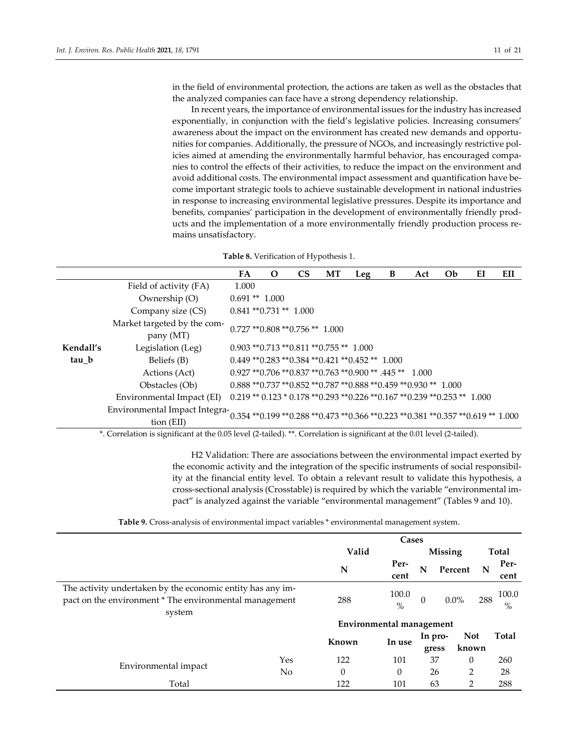in the field of environmental protection, the actions are taken as well as the obstacles that the analyzed companies can face have a strong dependency relationship.

In recent years, the importance of environmental issues for the industry has increased exponentially, in conjunction with the field's legislative policies. Increasing consumers' awareness about the impact on the environment has created new demands and opportunities for companies. Additionally, the pressure of NGOs, and increasingly restrictive policies aimed at amending the environmentally harmful behavior, has encouraged companies to control the effects of their activities, to reduce the impact on the environment and avoid additional costs. The environmental impact assessment and quantification have become important strategic tools to achieve sustainable development in national industries in response to increasing environmental legislative pressures. Despite its importance and benefits, companies' participation in the development of environmentally friendly products and the implementation of a more environmentally friendly production process remains unsatisfactory.

**Table 8.** Verification of Hypothesis 1.

| | | FA | O | CS | MT | Leg | B | Act | Ob | EI | EII |
|---|---|---|---|---|---|---|---|---|---|---|---|
| **Kendall's tau_b** | Field of activity (FA) | 1.000 | | | | | | | | | |
| | Ownership (O) | 0.691 ** | 1.000 | | | | | | | | |
| | Company size (CS) | 0.841 ** | 0.731 ** | 1.000 | | | | | | | |
| | Market targeted by the company (MT) | 0.727 ** | 0.808 ** | 0.756 ** | 1.000 | | | | | | |
| | Legislation (Leg) | 0.903 ** | 0.713 ** | 0.811 ** | 0.755 ** | 1.000 | | | | | |
| | Beliefs (B) | 0.449 ** | 0.283 ** | 0.384 ** | 0.421 ** | 0.452 ** | 1.000 | | | | |
| | Actions (Act) | 0.927 ** | 0.706 ** | 0.837 ** | 0.763 ** | 0.900 ** | .445 ** | 1.000 | | | |
| | Obstacles (Ob) | 0.888 ** | 0.737 ** | 0.852 ** | 0.787 ** | 0.888 ** | 0.459 ** | 0.930 ** | 1.000 | | |
| | Environmental Impact (EI) | 0.219 ** | 0.123 * | 0.178 ** | 0.293 ** | 0.226 ** | 0.167 ** | 0.239 ** | 0.253 ** | 1.000 | |
| | Environmental Impact Integration (EII) | 0.354 ** | 0.199 ** | 0.288 ** | 0.473 ** | 0.366 ** | 0.223 ** | 0.381 ** | 0.357 ** | 0.619 ** | 1.000 |

*. Correlation is significant at the 0.05 level (2-tailed). **. Correlation is significant at the 0.01 level (2-tailed).

H2 Validation: There are associations between the environmental impact exerted by the economic activity and the integration of the specific instruments of social responsibility at the financial entity level. To obtain a relevant result to validate this hypothesis, a cross-sectional analysis (Crosstable) is required by which the variable "environmental impact" is analyzed against the variable "environmental management" (Tables 9 and 10).

**Table 9.** Cross-analysis of environmental impact variables * environmental management system.

| | Cases | | | | | |
|---|---|---|---|---|---|---|
| | Valid | | Missing | | Total | |
| | N | Percent | N | Percent | N | Percent |
| The activity undertaken by the economic entity has any impact on the environment * The environmental management system | 288 | 100.0% | 0 | 0.0% | 288 | 100.0% |

| | | Environmental management | | | | |
|---|---|---|---|---|---|---|
| | | Known | In use | In progress | Not known | Total |
| Environmental impact | Yes | 122 | 101 | 37 | 0 | 260 |
| | No | 0 | 0 | 26 | 2 | 28 |
| Total | | 122 | 101 | 63 | 2 | 288 |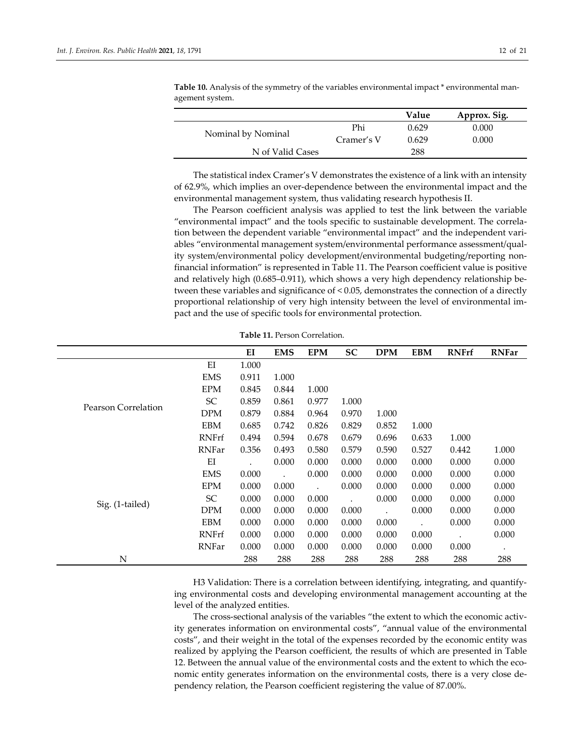**Table 10.** Analysis of the symmetry of the variables environmental impact * environmental management system.

| | | Value | Approx. Sig. |
|---|---|---|---|
| Nominal by Nominal | Phi | 0.629 | 0.000 |
| | Cramer's V | 0.629 | 0.000 |
| N of Valid Cases | | 288 | |

The statistical index Cramer's V demonstrates the existence of a link with an intensity of 62.9%, which implies an over-dependence between the environmental impact and the environmental management system, thus validating research hypothesis II.

The Pearson coefficient analysis was applied to test the link between the variable "environmental impact" and the tools specific to sustainable development. The correlation between the dependent variable "environmental impact" and the independent variables "environmental management system/environmental performance assessment/quality system/environmental policy development/environmental budgeting/reporting non-financial information" is represented in Table 11. The Pearson coefficient value is positive and relatively high (0.685–0.911), which shows a very high dependency relationship between these variables and significance of < 0.05, demonstrates the connection of a directly proportional relationship of very high intensity between the level of environmental impact and the use of specific tools for environmental protection.

**Table 11.** Person Correlation.

| | | EI | EMS | EPM | SC | DPM | EBM | RNFrf | RNFar |
|---|---|---|---|---|---|---|---|---|---|
| Pearson Correlation | EI | 1.000 | | | | | | | |
| | EMS | 0.911 | 1.000 | | | | | | |
| | EPM | 0.845 | 0.844 | 1.000 | | | | | |
| | SC | 0.859 | 0.861 | 0.977 | 1.000 | | | | |
| | DPM | 0.879 | 0.884 | 0.964 | 0.970 | 1.000 | | | |
| | EBM | 0.685 | 0.742 | 0.826 | 0.829 | 0.852 | 1.000 | | |
| | RNFrf | 0.494 | 0.594 | 0.678 | 0.679 | 0.696 | 0.633 | 1.000 | |
| | RNFar | 0.356 | 0.493 | 0.580 | 0.579 | 0.590 | 0.527 | 0.442 | 1.000 |
| Sig. (1-tailed) | EI | . | 0.000 | 0.000 | 0.000 | 0.000 | 0.000 | 0.000 | 0.000 |
| | EMS | 0.000 | . | 0.000 | 0.000 | 0.000 | 0.000 | 0.000 | 0.000 |
| | EPM | 0.000 | 0.000 | . | 0.000 | 0.000 | 0.000 | 0.000 | 0.000 |
| | SC | 0.000 | 0.000 | 0.000 | . | 0.000 | 0.000 | 0.000 | 0.000 |
| | DPM | 0.000 | 0.000 | 0.000 | 0.000 | . | 0.000 | 0.000 | 0.000 |
| | EBM | 0.000 | 0.000 | 0.000 | 0.000 | 0.000 | . | 0.000 | 0.000 |
| | RNFrf | 0.000 | 0.000 | 0.000 | 0.000 | 0.000 | 0.000 | . | 0.000 |
| | RNFar | 0.000 | 0.000 | 0.000 | 0.000 | 0.000 | 0.000 | 0.000 | . |
| N | | 288 | 288 | 288 | 288 | 288 | 288 | 288 | 288 |

H3 Validation: There is a correlation between identifying, integrating, and quantifying environmental costs and developing environmental management accounting at the level of the analyzed entities.

The cross-sectional analysis of the variables "the extent to which the economic activity generates information on environmental costs", "annual value of the environmental costs", and their weight in the total of the expenses recorded by the economic entity was realized by applying the Pearson coefficient, the results of which are presented in Table 12. Between the annual value of the environmental costs and the extent to which the economic entity generates information on the environmental costs, there is a very close dependency relation, the Pearson coefficient registering the value of 87.00%.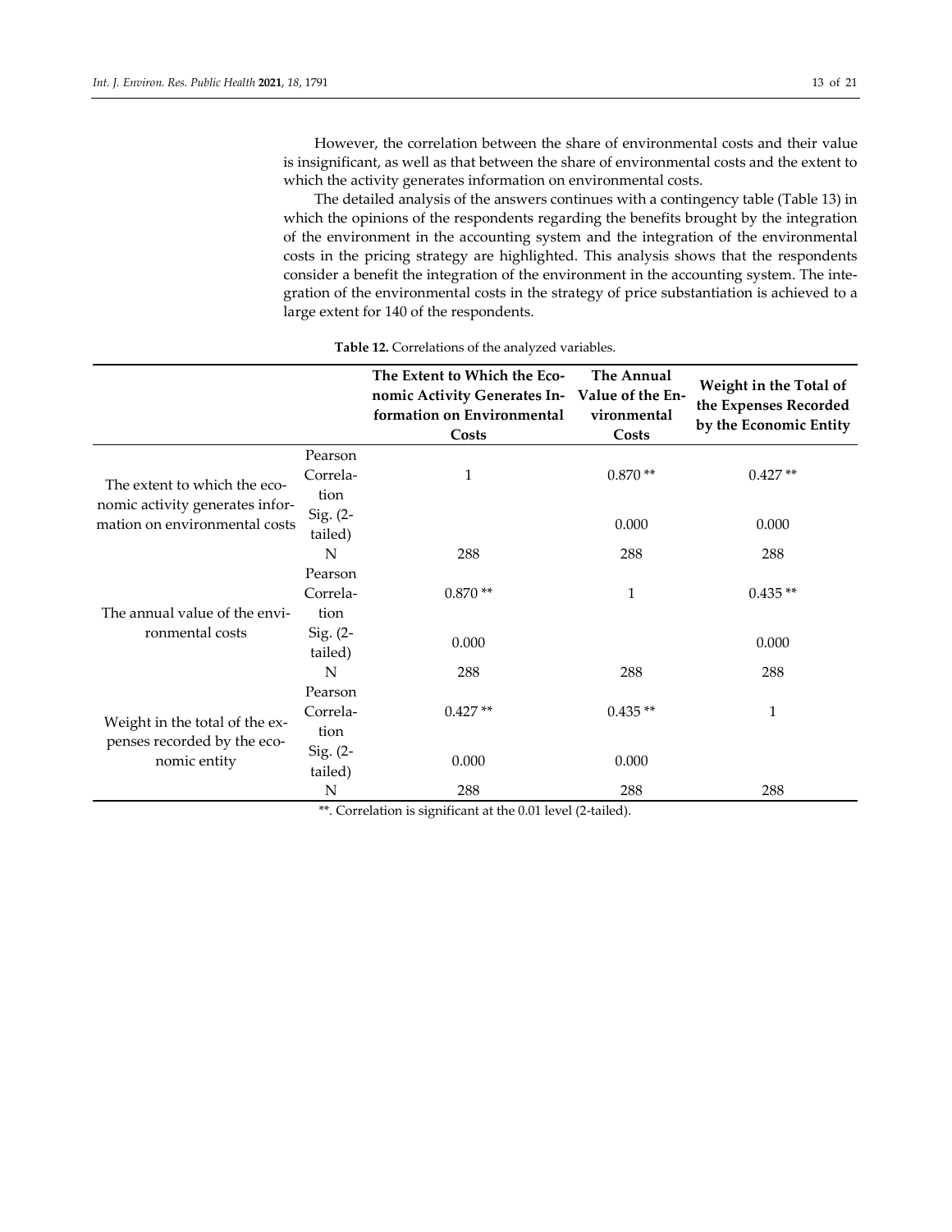However, the correlation between the share of environmental costs and their value is insignificant, as well as that between the share of environmental costs and the extent to which the activity generates information on environmental costs.

The detailed analysis of the answers continues with a contingency table (Table 13) in which the opinions of the respondents regarding the benefits brought by the integration of the environment in the accounting system and the integration of the environmental costs in the pricing strategy are highlighted. This analysis shows that the respondents consider a benefit the integration of the environment in the accounting system. The integration of the environmental costs in the strategy of price substantiation is achieved to a large extent for 140 of the respondents.

**Table 12.** Correlations of the analyzed variables.

| | | The Extent to Which the Economic Activity Generates Information on Environmental Costs | The Annual Value of the Environmental Costs | Weight in the Total of the Expenses Recorded by the Economic Entity |
|---|---|---|---|---|
| The extent to which the economic activity generates information on environmental costs | Pearson Correlation | 1 | 0.870 ** | 0.427 ** |
| | Sig. (2-tailed) | | 0.000 | 0.000 |
| | N | 288 | 288 | 288 |
| The annual value of the environmental costs | Pearson Correlation | 0.870 ** | 1 | 0.435 ** |
| | Sig. (2-tailed) | 0.000 | | 0.000 |
| | N | 288 | 288 | 288 |
| Weight in the total of the expenses recorded by the economic entity | Pearson Correlation | 0.427 ** | 0.435 ** | 1 |
| | Sig. (2-tailed) | 0.000 | 0.000 | |
| | N | 288 | 288 | 288 |

**. Correlation is significant at the 0.01 level (2-tailed).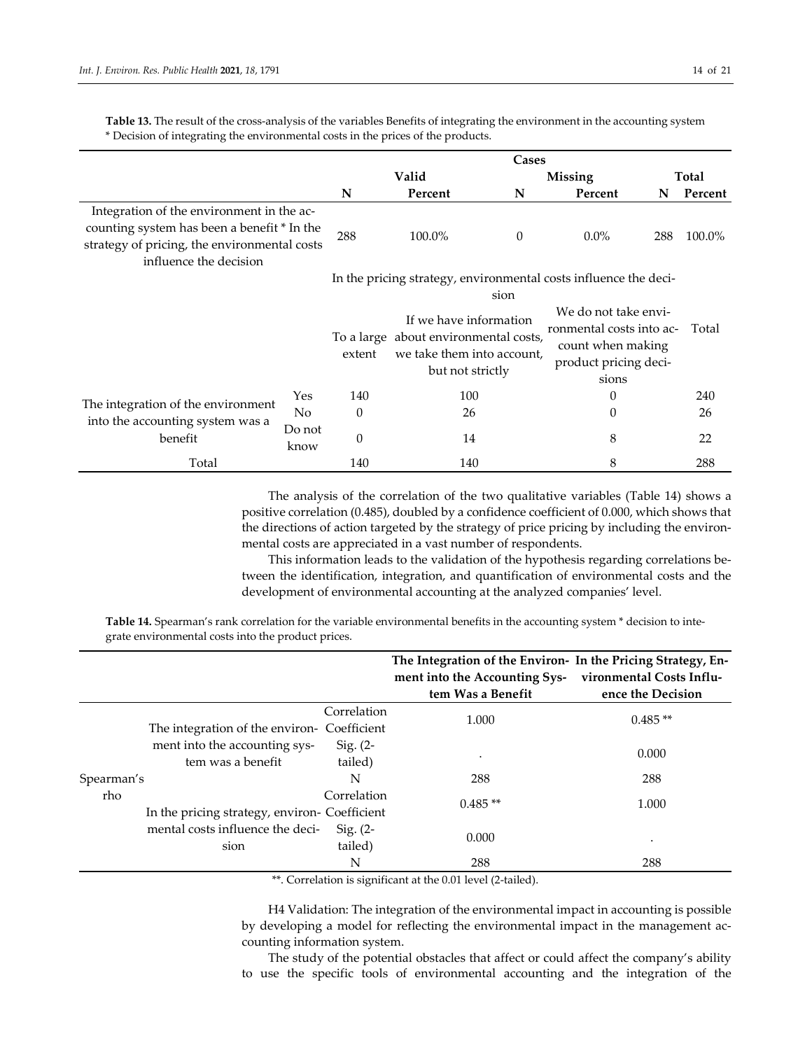**Table 13.** The result of the cross-analysis of the variables Benefits of integrating the environment in the accounting system * Decision of integrating the environmental costs in the prices of the products.

| | | Cases | | | | | |
|---|---|---|---|---|---|---|---|
| | | Valid | | Missing | | Total | |
| | | N | Percent | N | Percent | N | Percent |
| Integration of the environment in the accounting system has been a benefit * In the strategy of pricing, the environmental costs influence the decision | | 288 | 100.0% | 0 | 0.0% | 288 | 100.0% |

| | | In the pricing strategy, environmental costs influence the decision | | | |
|---|---|---|---|---|---|
| | | To a large extent | If we have information about environmental costs, we take them into account, but not strictly | We do not take environmental costs into account when making product pricing decisions | Total |
| The integration of the environment into the accounting system was a benefit | Yes | 140 | 100 | 0 | 240 |
| | No | 0 | 26 | 0 | 26 |
| | Do not know | 0 | 14 | 8 | 22 |
| Total | | 140 | 140 | 8 | 288 |

The analysis of the correlation of the two qualitative variables (Table 14) shows a positive correlation (0.485), doubled by a confidence coefficient of 0.000, which shows that the directions of action targeted by the strategy of price pricing by including the environmental costs are appreciated in a vast number of respondents.

This information leads to the validation of the hypothesis regarding correlations between the identification, integration, and quantification of environmental costs and the development of environmental accounting at the analyzed companies' level.

**Table 14.** Spearman's rank correlation for the variable environmental benefits in the accounting system * decision to integrate environmental costs into the product prices.

| | | | The Integration of the Environment into the Accounting System Was a Benefit | In the Pricing Strategy, Environmental Costs Influence the Decision |
|---|---|---|---|---|
| Spearman's rho | The integration of the environment into the accounting system was a benefit | Correlation Coefficient | 1.000 | 0.485 ** |
| | | Sig. (2-tailed) | . | 0.000 |
| | | N | 288 | 288 |
| | In the pricing strategy, environmental costs influence the decision | Correlation Coefficient | 0.485 ** | 1.000 |
| | | Sig. (2-tailed) | 0.000 | . |
| | | N | 288 | 288 |

**. Correlation is significant at the 0.01 level (2-tailed).

H4 Validation: The integration of the environmental impact in accounting is possible by developing a model for reflecting the environmental impact in the management accounting information system.

The study of the potential obstacles that affect or could affect the company's ability to use the specific tools of environmental accounting and the integration of the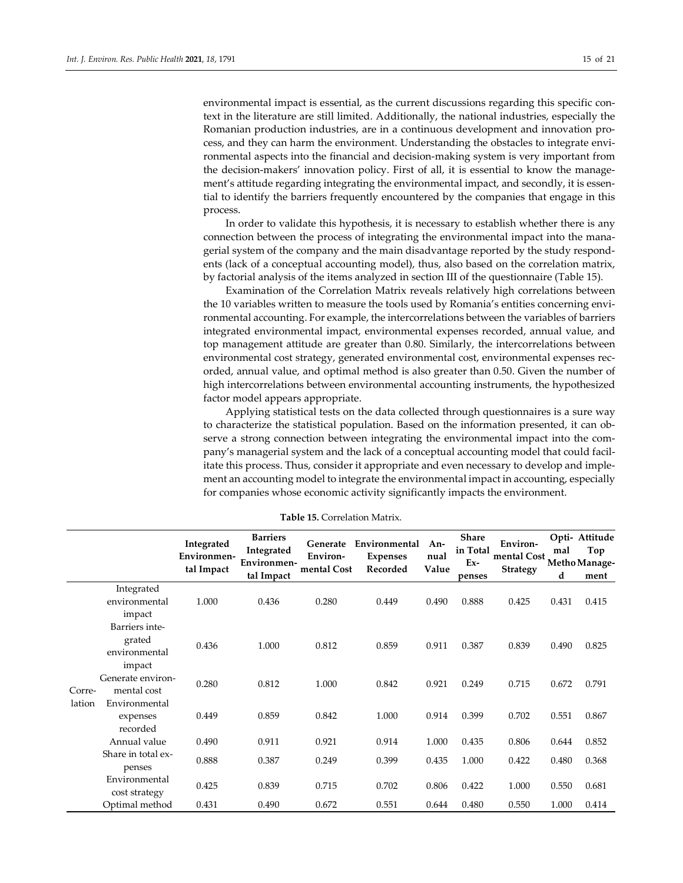environmental impact is essential, as the current discussions regarding this specific context in the literature are still limited. Additionally, the national industries, especially the Romanian production industries, are in a continuous development and innovation process, and they can harm the environment. Understanding the obstacles to integrate environmental aspects into the financial and decision-making system is very important from the decision-makers' innovation policy. First of all, it is essential to know the management's attitude regarding integrating the environmental impact, and secondly, it is essential to identify the barriers frequently encountered by the companies that engage in this process.

In order to validate this hypothesis, it is necessary to establish whether there is any connection between the process of integrating the environmental impact into the managerial system of the company and the main disadvantage reported by the study respondents (lack of a conceptual accounting model), thus, also based on the correlation matrix, by factorial analysis of the items analyzed in section III of the questionnaire (Table 15).

Examination of the Correlation Matrix reveals relatively high correlations between the 10 variables written to measure the tools used by Romania's entities concerning environmental accounting. For example, the intercorrelations between the variables of barriers integrated environmental impact, environmental expenses recorded, annual value, and top management attitude are greater than 0.80. Similarly, the intercorrelations between environmental cost strategy, generated environmental cost, environmental expenses recorded, annual value, and optimal method is also greater than 0.50. Given the number of high intercorrelations between environmental accounting instruments, the hypothesized factor model appears appropriate.

Applying statistical tests on the data collected through questionnaires is a sure way to characterize the statistical population. Based on the information presented, it can observe a strong connection between integrating the environmental impact into the company's managerial system and the lack of a conceptual accounting model that could facilitate this process. Thus, consider it appropriate and even necessary to develop and implement an accounting model to integrate the environmental impact in accounting, especially for companies whose economic activity significantly impacts the environment.

**Table 15.** Correlation Matrix.

| | | Integrated Environmental Impact | Barriers Integrated Environmental Impact | Generate Environmental Cost | Environmental Expenses Recorded | Annual Value | Share in Total Expenses | Environmental Cost Strategy | Optimal Method | Attitude Top Management |
|---|---|---|---|---|---|---|---|---|---|---|
| Correlation | Integrated environmental impact | 1.000 | 0.436 | 0.280 | 0.449 | 0.490 | 0.888 | 0.425 | 0.431 | 0.415 |
| | Barriers integrated environmental impact | 0.436 | 1.000 | 0.812 | 0.859 | 0.911 | 0.387 | 0.839 | 0.490 | 0.825 |
| | Generate environmental cost | 0.280 | 0.812 | 1.000 | 0.842 | 0.921 | 0.249 | 0.715 | 0.672 | 0.791 |
| | Environmental expenses recorded | 0.449 | 0.859 | 0.842 | 1.000 | 0.914 | 0.399 | 0.702 | 0.551 | 0.867 |
| | Annual value | 0.490 | 0.911 | 0.921 | 0.914 | 1.000 | 0.435 | 0.806 | 0.644 | 0.852 |
| | Share in total expenses | 0.888 | 0.387 | 0.249 | 0.399 | 0.435 | 1.000 | 0.422 | 0.480 | 0.368 |
| | Environmental cost strategy | 0.425 | 0.839 | 0.715 | 0.702 | 0.806 | 0.422 | 1.000 | 0.550 | 0.681 |
| | Optimal method | 0.431 | 0.490 | 0.672 | 0.551 | 0.644 | 0.480 | 0.550 | 1.000 | 0.414 |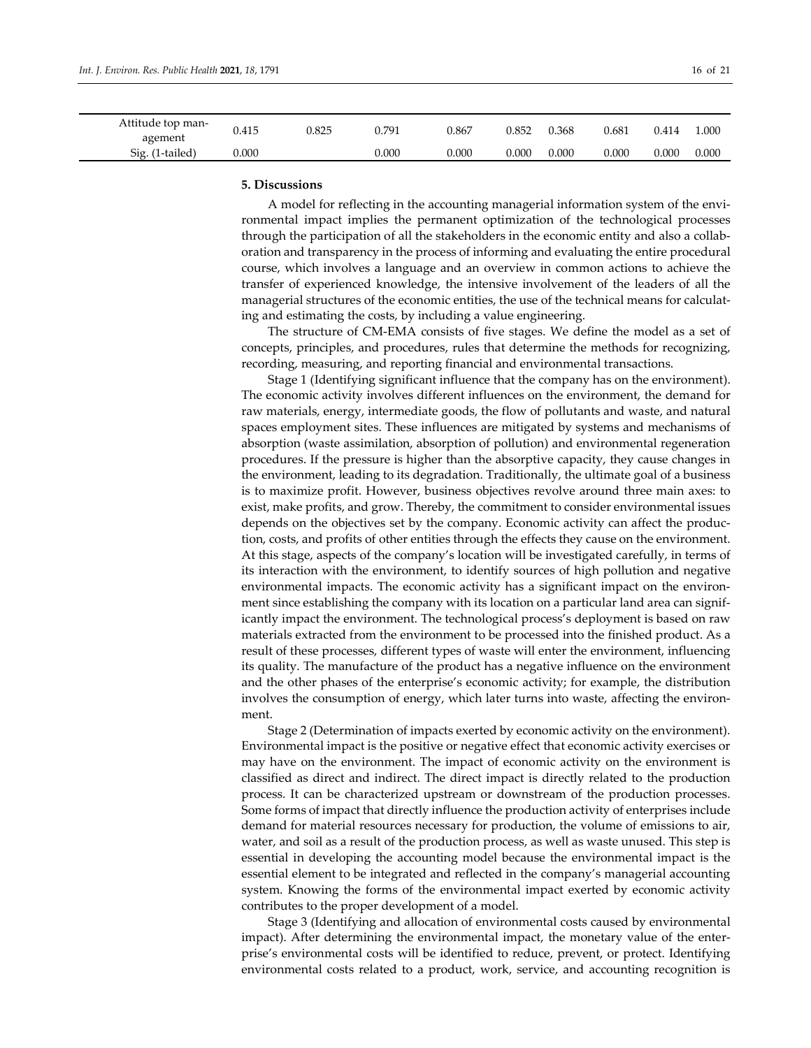| | | | | | | | | | |
|---|---|---|---|---|---|---|---|---|---|
| Attitude top management | 0.415 | 0.825 | 0.791 | 0.867 | 0.852 | 0.368 | 0.681 | 0.414 | 1.000 |
| Sig. (1-tailed) | 0.000 | | 0.000 | 0.000 | 0.000 | 0.000 | 0.000 | 0.000 | 0.000 |

## 5. Discussions

A model for reflecting in the accounting managerial information system of the environmental impact implies the permanent optimization of the technological processes through the participation of all the stakeholders in the economic entity and also a collaboration and transparency in the process of informing and evaluating the entire procedural course, which involves a language and an overview in common actions to achieve the transfer of experienced knowledge, the intensive involvement of the leaders of all the managerial structures of the economic entities, the use of the technical means for calculating and estimating the costs, by including a value engineering.

The structure of CM-EMA consists of five stages. We define the model as a set of concepts, principles, and procedures, rules that determine the methods for recognizing, recording, measuring, and reporting financial and environmental transactions.

Stage 1 (Identifying significant influence that the company has on the environment). The economic activity involves different influences on the environment, the demand for raw materials, energy, intermediate goods, the flow of pollutants and waste, and natural spaces employment sites. These influences are mitigated by systems and mechanisms of absorption (waste assimilation, absorption of pollution) and environmental regeneration procedures. If the pressure is higher than the absorptive capacity, they cause changes in the environment, leading to its degradation. Traditionally, the ultimate goal of a business is to maximize profit. However, business objectives revolve around three main axes: to exist, make profits, and grow. Thereby, the commitment to consider environmental issues depends on the objectives set by the company. Economic activity can affect the production, costs, and profits of other entities through the effects they cause on the environment. At this stage, aspects of the company's location will be investigated carefully, in terms of its interaction with the environment, to identify sources of high pollution and negative environmental impacts. The economic activity has a significant impact on the environment since establishing the company with its location on a particular land area can significantly impact the environment. The technological process's deployment is based on raw materials extracted from the environment to be processed into the finished product. As a result of these processes, different types of waste will enter the environment, influencing its quality. The manufacture of the product has a negative influence on the environment and the other phases of the enterprise's economic activity; for example, the distribution involves the consumption of energy, which later turns into waste, affecting the environment.

Stage 2 (Determination of impacts exerted by economic activity on the environment). Environmental impact is the positive or negative effect that economic activity exercises or may have on the environment. The impact of economic activity on the environment is classified as direct and indirect. The direct impact is directly related to the production process. It can be characterized upstream or downstream of the production processes. Some forms of impact that directly influence the production activity of enterprises include demand for material resources necessary for production, the volume of emissions to air, water, and soil as a result of the production process, as well as waste unused. This step is essential in developing the accounting model because the environmental impact is the essential element to be integrated and reflected in the company's managerial accounting system. Knowing the forms of the environmental impact exerted by economic activity contributes to the proper development of a model.

Stage 3 (Identifying and allocation of environmental costs caused by environmental impact). After determining the environmental impact, the monetary value of the enterprise's environmental costs will be identified to reduce, prevent, or protect. Identifying environmental costs related to a product, work, service, and accounting recognition is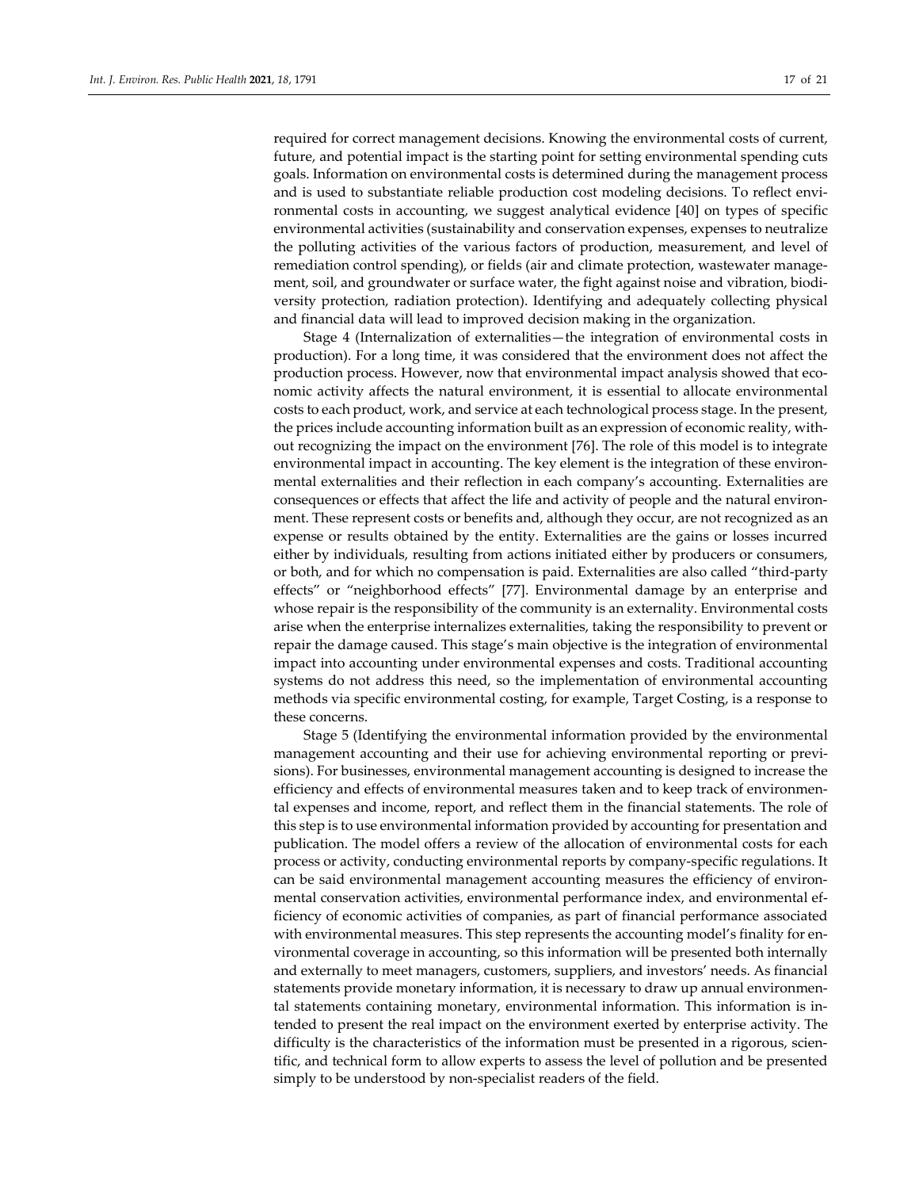required for correct management decisions. Knowing the environmental costs of current, future, and potential impact is the starting point for setting environmental spending cuts goals. Information on environmental costs is determined during the management process and is used to substantiate reliable production cost modeling decisions. To reflect environmental costs in accounting, we suggest analytical evidence [40] on types of specific environmental activities (sustainability and conservation expenses, expenses to neutralize the polluting activities of the various factors of production, measurement, and level of remediation control spending), or fields (air and climate protection, wastewater management, soil, and groundwater or surface water, the fight against noise and vibration, biodiversity protection, radiation protection). Identifying and adequately collecting physical and financial data will lead to improved decision making in the organization.

Stage 4 (Internalization of externalities—the integration of environmental costs in production). For a long time, it was considered that the environment does not affect the production process. However, now that environmental impact analysis showed that economic activity affects the natural environment, it is essential to allocate environmental costs to each product, work, and service at each technological process stage. In the present, the prices include accounting information built as an expression of economic reality, without recognizing the impact on the environment [76]. The role of this model is to integrate environmental impact in accounting. The key element is the integration of these environmental externalities and their reflection in each company's accounting. Externalities are consequences or effects that affect the life and activity of people and the natural environment. These represent costs or benefits and, although they occur, are not recognized as an expense or results obtained by the entity. Externalities are the gains or losses incurred either by individuals, resulting from actions initiated either by producers or consumers, or both, and for which no compensation is paid. Externalities are also called "third-party effects" or "neighborhood effects" [77]. Environmental damage by an enterprise and whose repair is the responsibility of the community is an externality. Environmental costs arise when the enterprise internalizes externalities, taking the responsibility to prevent or repair the damage caused. This stage's main objective is the integration of environmental impact into accounting under environmental expenses and costs. Traditional accounting systems do not address this need, so the implementation of environmental accounting methods via specific environmental costing, for example, Target Costing, is a response to these concerns.

Stage 5 (Identifying the environmental information provided by the environmental management accounting and their use for achieving environmental reporting or previsions). For businesses, environmental management accounting is designed to increase the efficiency and effects of environmental measures taken and to keep track of environmental expenses and income, report, and reflect them in the financial statements. The role of this step is to use environmental information provided by accounting for presentation and publication. The model offers a review of the allocation of environmental costs for each process or activity, conducting environmental reports by company-specific regulations. It can be said environmental management accounting measures the efficiency of environmental conservation activities, environmental performance index, and environmental efficiency of economic activities of companies, as part of financial performance associated with environmental measures. This step represents the accounting model's finality for environmental coverage in accounting, so this information will be presented both internally and externally to meet managers, customers, suppliers, and investors' needs. As financial statements provide monetary information, it is necessary to draw up annual environmental statements containing monetary, environmental information. This information is intended to present the real impact on the environment exerted by enterprise activity. The difficulty is the characteristics of the information must be presented in a rigorous, scientific, and technical form to allow experts to assess the level of pollution and be presented simply to be understood by non-specialist readers of the field.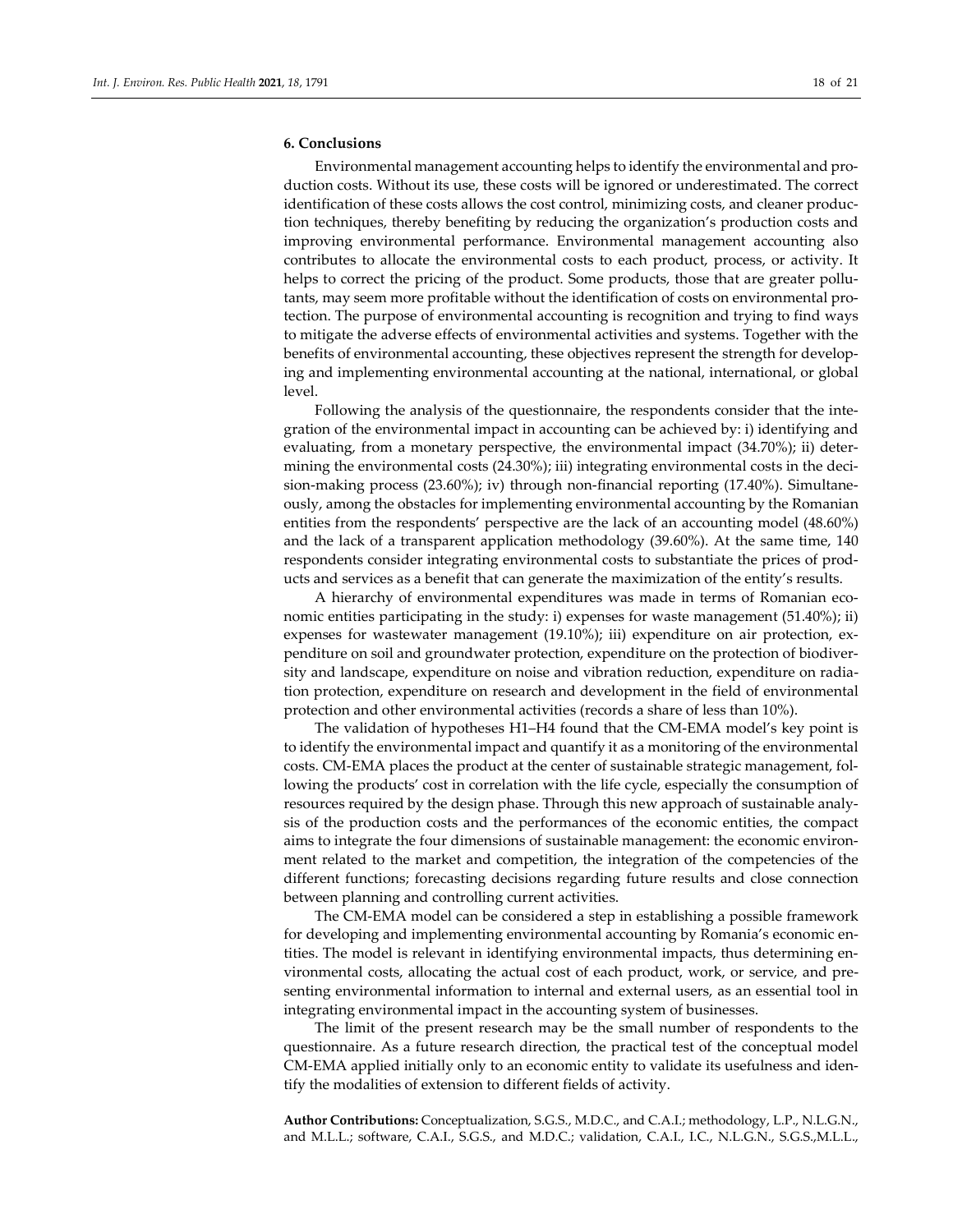## 6. Conclusions

Environmental management accounting helps to identify the environmental and production costs. Without its use, these costs will be ignored or underestimated. The correct identification of these costs allows the cost control, minimizing costs, and cleaner production techniques, thereby benefiting by reducing the organization's production costs and improving environmental performance. Environmental management accounting also contributes to allocate the environmental costs to each product, process, or activity. It helps to correct the pricing of the product. Some products, those that are greater pollutants, may seem more profitable without the identification of costs on environmental protection. The purpose of environmental accounting is recognition and trying to find ways to mitigate the adverse effects of environmental activities and systems. Together with the benefits of environmental accounting, these objectives represent the strength for developing and implementing environmental accounting at the national, international, or global level.

Following the analysis of the questionnaire, the respondents consider that the integration of the environmental impact in accounting can be achieved by: i) identifying and evaluating, from a monetary perspective, the environmental impact (34.70%); ii) determining the environmental costs (24.30%); iii) integrating environmental costs in the decision-making process (23.60%); iv) through non-financial reporting (17.40%). Simultaneously, among the obstacles for implementing environmental accounting by the Romanian entities from the respondents' perspective are the lack of an accounting model (48.60%) and the lack of a transparent application methodology (39.60%). At the same time, 140 respondents consider integrating environmental costs to substantiate the prices of products and services as a benefit that can generate the maximization of the entity's results.

A hierarchy of environmental expenditures was made in terms of Romanian economic entities participating in the study: i) expenses for waste management (51.40%); ii) expenses for wastewater management (19.10%); iii) expenditure on air protection, expenditure on soil and groundwater protection, expenditure on the protection of biodiversity and landscape, expenditure on noise and vibration reduction, expenditure on radiation protection, expenditure on research and development in the field of environmental protection and other environmental activities (records a share of less than 10%).

The validation of hypotheses H1–H4 found that the CM-EMA model's key point is to identify the environmental impact and quantify it as a monitoring of the environmental costs. CM-EMA places the product at the center of sustainable strategic management, following the products' cost in correlation with the life cycle, especially the consumption of resources required by the design phase. Through this new approach of sustainable analysis of the production costs and the performances of the economic entities, the compact aims to integrate the four dimensions of sustainable management: the economic environment related to the market and competition, the integration of the competencies of the different functions; forecasting decisions regarding future results and close connection between planning and controlling current activities.

The CM-EMA model can be considered a step in establishing a possible framework for developing and implementing environmental accounting by Romania's economic entities. The model is relevant in identifying environmental impacts, thus determining environmental costs, allocating the actual cost of each product, work, or service, and presenting environmental information to internal and external users, as an essential tool in integrating environmental impact in the accounting system of businesses.

The limit of the present research may be the small number of respondents to the questionnaire. As a future research direction, the practical test of the conceptual model CM-EMA applied initially only to an economic entity to validate its usefulness and identify the modalities of extension to different fields of activity.

**Author Contributions:** Conceptualization, S.G.S., M.D.C., and C.A.I.; methodology, L.P., N.L.G.N., and M.L.L.; software, C.A.I., S.G.S., and M.D.C.; validation, C.A.I., I.C., N.L.G.N., S.G.S.,M.L.L.,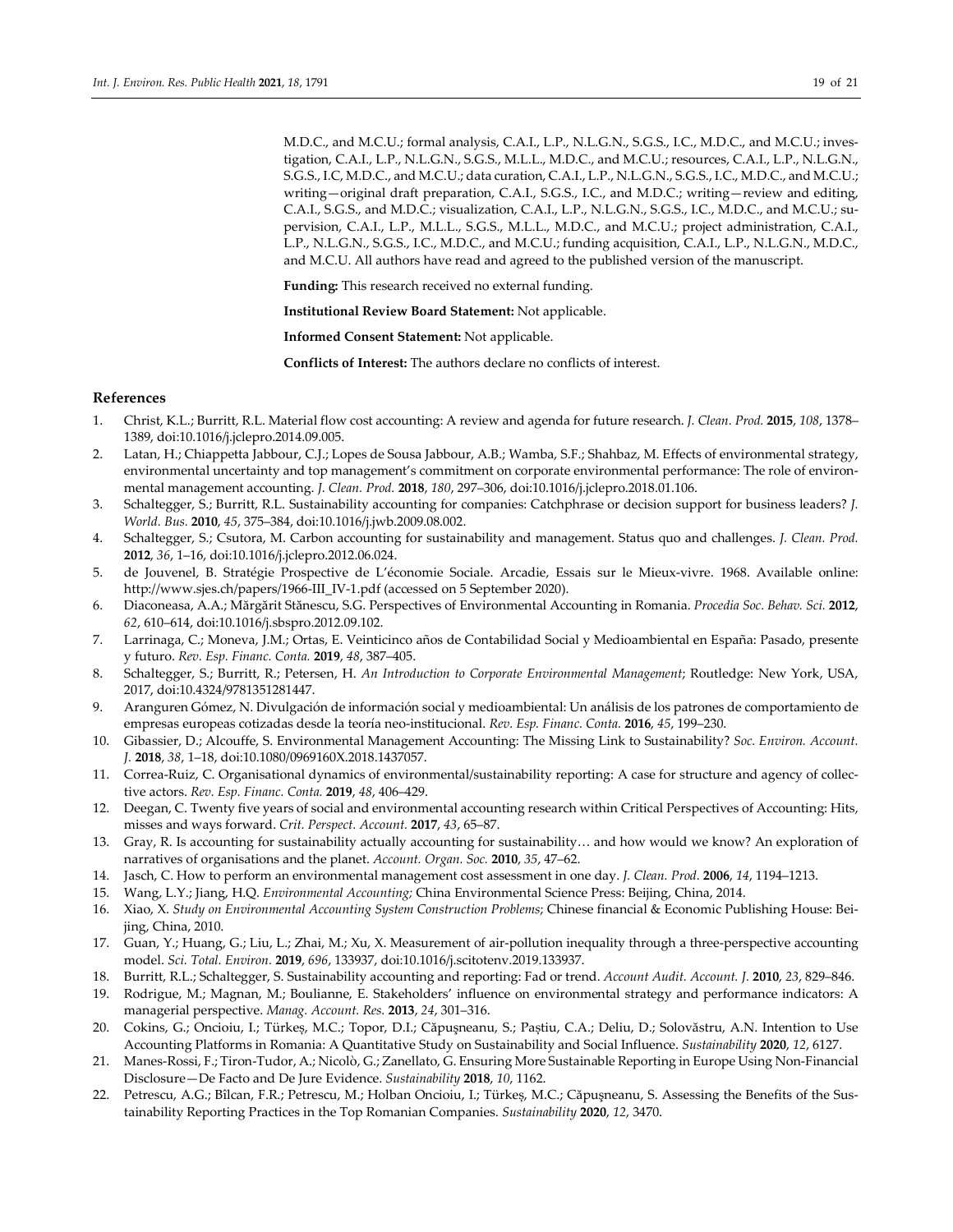M.D.C., and M.C.U.; formal analysis, C.A.I., L.P., N.L.G.N., S.G.S., I.C., M.D.C., and M.C.U.; investigation, C.A.I., L.P., N.L.G.N., S.G.S., M.L.L., M.D.C., and M.C.U.; resources, C.A.I., L.P., N.L.G.N., S.G.S., I.C, M.D.C., and M.C.U.; data curation, C.A.I., L.P., N.L.G.N., S.G.S., I.C., M.D.C., and M.C.U.; writing—original draft preparation, C.A.I., S.G.S., I.C., and M.D.C.; writing—review and editing, C.A.I., S.G.S., and M.D.C.; visualization, C.A.I., L.P., N.L.G.N., S.G.S., I.C., M.D.C., and M.C.U.; supervision, C.A.I., L.P., M.L.L., S.G.S., M.L.L., M.D.C., and M.C.U.; project administration, C.A.I., L.P., N.L.G.N., S.G.S., I.C., M.D.C., and M.C.U.; funding acquisition, C.A.I., L.P., N.L.G.N., M.D.C., and M.C.U. All authors have read and agreed to the published version of the manuscript.

**Funding:** This research received no external funding.

**Institutional Review Board Statement:** Not applicable.

**Informed Consent Statement:** Not applicable.

**Conflicts of Interest:** The authors declare no conflicts of interest.

## References

1. Christ, K.L.; Burritt, R.L. Material flow cost accounting: A review and agenda for future research. *J. Clean. Prod.* **2015**, *108*, 1378–1389, doi:10.1016/j.jclepro.2014.09.005.
2. Latan, H.; Chiappetta Jabbour, C.J.; Lopes de Sousa Jabbour, A.B.; Wamba, S.F.; Shahbaz, M. Effects of environmental strategy, environmental uncertainty and top management's commitment on corporate environmental performance: The role of environmental management accounting. *J. Clean. Prod.* **2018**, *180*, 297–306, doi:10.1016/j.jclepro.2018.01.106.
3. Schaltegger, S.; Burritt, R.L. Sustainability accounting for companies: Catchphrase or decision support for business leaders? *J. World. Bus.* **2010**, *45*, 375–384, doi:10.1016/j.jwb.2009.08.002.
4. Schaltegger, S.; Csutora, M. Carbon accounting for sustainability and management. Status quo and challenges. *J. Clean. Prod.* **2012**, *36*, 1–16, doi:10.1016/j.jclepro.2012.06.024.
5. de Jouvenel, B. Stratégie Prospective de L'économie Sociale. Arcadie, Essais sur le Mieux-vivre. 1968. Available online: http://www.sjes.ch/papers/1966-III_IV-1.pdf (accessed on 5 September 2020).
6. Diaconeasa, A.A.; Mărgărit Stănescu, S.G. Perspectives of Environmental Accounting in Romania. *Procedia Soc. Behav. Sci.* **2012**, *62*, 610–614, doi:10.1016/j.sbspro.2012.09.102.
7. Larrinaga, C.; Moneva, J.M.; Ortas, E. Veinticinco años de Contabilidad Social y Medioambiental en España: Pasado, presente y futuro. *Rev. Esp. Financ. Conta.* **2019**, *48*, 387–405.
8. Schaltegger, S.; Burritt, R.; Petersen, H. *An Introduction to Corporate Environmental Management*; Routledge: New York, USA, 2017, doi:10.4324/9781351281447.
9. Aranguren Gómez, N. Divulgación de información social y medioambiental: Un análisis de los patrones de comportamiento de empresas europeas cotizadas desde la teoría neo-institucional. *Rev. Esp. Financ. Conta.* **2016**, *45*, 199–230.
10. Gibassier, D.; Alcouffe, S. Environmental Management Accounting: The Missing Link to Sustainability? *Soc. Environ. Account. J.* **2018**, *38*, 1–18, doi:10.1080/0969160X.2018.1437057.
11. Correa-Ruiz, C. Organisational dynamics of environmental/sustainability reporting: A case for structure and agency of collective actors. *Rev. Esp. Financ. Conta.* **2019**, *48*, 406–429.
12. Deegan, C. Twenty five years of social and environmental accounting research within Critical Perspectives of Accounting: Hits, misses and ways forward. *Crit. Perspect. Account.* **2017**, *43*, 65–87.
13. Gray, R. Is accounting for sustainability actually accounting for sustainability… and how would we know? An exploration of narratives of organisations and the planet. *Account. Organ. Soc.* **2010**, *35*, 47–62.
14. Jasch, C. How to perform an environmental management cost assessment in one day. *J. Clean. Prod.* **2006**, *14*, 1194–1213.
15. Wang, L.Y.; Jiang, H.Q. *Environmental Accounting;* China Environmental Science Press: Beijing, China, 2014.
16. Xiao, X. *Study on Environmental Accounting System Construction Problems*; Chinese financial & Economic Publishing House: Beijing, China, 2010.
17. Guan, Y.; Huang, G.; Liu, L.; Zhai, M.; Xu, X. Measurement of air-pollution inequality through a three-perspective accounting model. *Sci. Total. Environ.* **2019**, *696*, 133937, doi:10.1016/j.scitotenv.2019.133937.
18. Burritt, R.L.; Schaltegger, S. Sustainability accounting and reporting: Fad or trend. *Account Audit. Account. J.* **2010**, *23*, 829–846.
19. Rodrigue, M.; Magnan, M.; Boulianne, E. Stakeholders' influence on environmental strategy and performance indicators: A managerial perspective. *Manag. Account. Res.* **2013**, *24*, 301–316.
20. Cokins, G.; Oncioiu, I.; Türkeș, M.C.; Topor, D.I.; Căpușneanu, S.; Paștiu, C.A.; Deliu, D.; Solovăstru, A.N. Intention to Use Accounting Platforms in Romania: A Quantitative Study on Sustainability and Social Influence. *Sustainability* **2020**, *12*, 6127.
21. Manes-Rossi, F.; Tiron-Tudor, A.; Nicolò, G.; Zanellato, G. Ensuring More Sustainable Reporting in Europe Using Non-Financial Disclosure—De Facto and De Jure Evidence. *Sustainability* **2018**, *10*, 1162.
22. Petrescu, A.G.; Bîlcan, F.R.; Petrescu, M.; Holban Oncioiu, I.; Türkeș, M.C.; Căpușneanu, S. Assessing the Benefits of the Sustainability Reporting Practices in the Top Romanian Companies. *Sustainability* **2020**, *12*, 3470.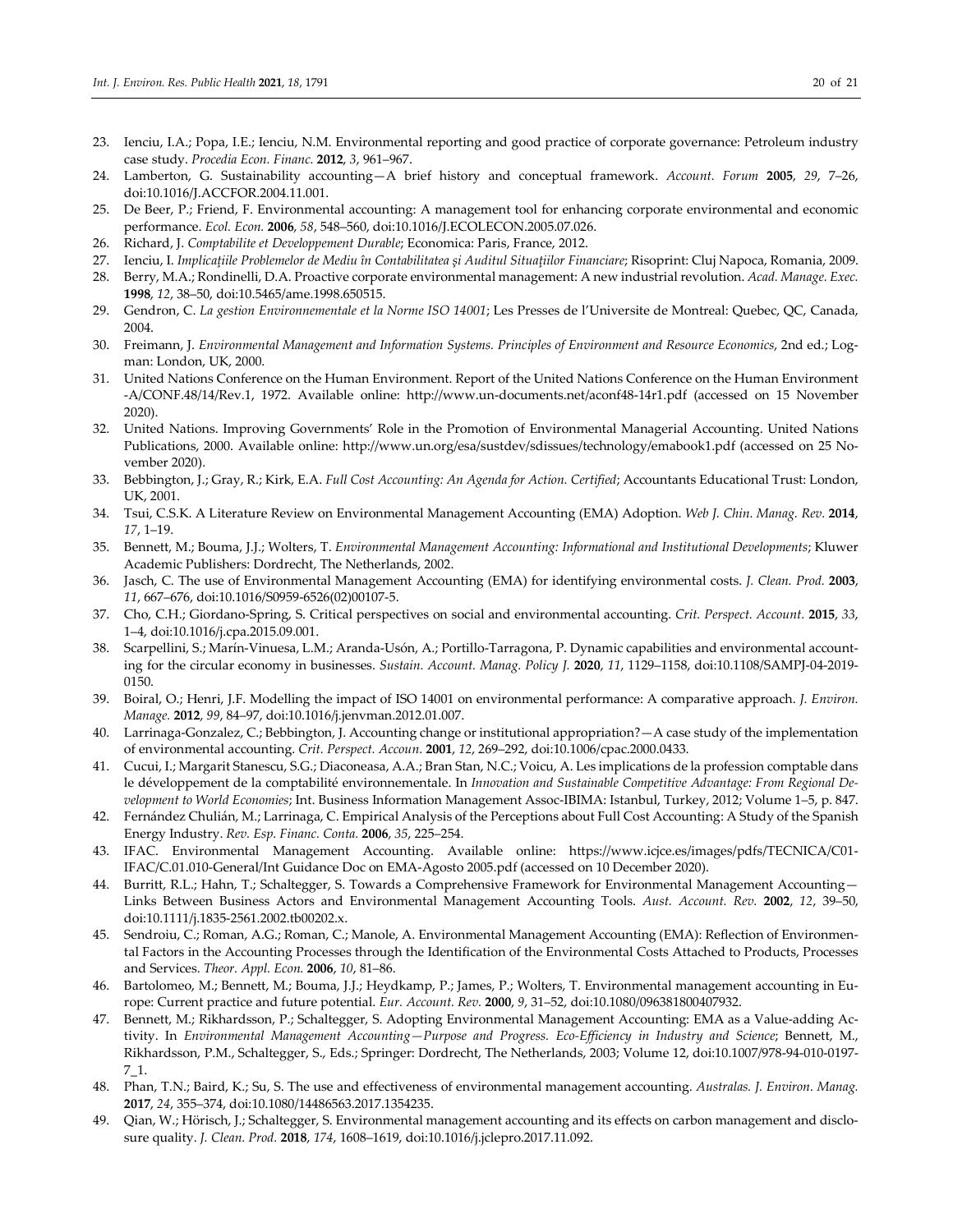23. Ienciu, I.A.; Popa, I.E.; Ienciu, N.M. Environmental reporting and good practice of corporate governance: Petroleum industry case study. *Procedia Econ. Financ.* **2012**, *3*, 961–967.
24. Lamberton, G. Sustainability accounting—A brief history and conceptual framework. *Account. Forum* **2005**, *29*, 7–26, doi:10.1016/J.ACCFOR.2004.11.001.
25. De Beer, P.; Friend, F. Environmental accounting: A management tool for enhancing corporate environmental and economic performance. *Ecol. Econ.* **2006**, *58*, 548–560, doi:10.1016/J.ECOLECON.2005.07.026.
26. Richard, J. *Comptabilite et Developpement Durable*; Economica: Paris, France, 2012.
27. Ienciu, I. *Implicațiile Problemelor de Mediu în Contabilitatea şi Auditul Situațiilor Financiare*; Risoprint: Cluj Napoca, Romania, 2009.
28. Berry, M.A.; Rondinelli, D.A. Proactive corporate environmental management: A new industrial revolution. *Acad. Manage. Exec.* **1998**, *12*, 38–50, doi:10.5465/ame.1998.650515.
29. Gendron, C. *La gestion Environnementale et la Norme ISO 14001*; Les Presses de l'Universite de Montreal: Quebec, QC, Canada, 2004.
30. Freimann, J. *Environmental Management and Information Systems. Principles of Environment and Resource Economics*, 2nd ed.; Logman: London, UK, 2000.
31. United Nations Conference on the Human Environment. Report of the United Nations Conference on the Human Environment -A/CONF.48/14/Rev.1, 1972. Available online: http://www.un-documents.net/aconf48-14r1.pdf (accessed on 15 November 2020).
32. United Nations. Improving Governments' Role in the Promotion of Environmental Managerial Accounting. United Nations Publications, 2000. Available online: http://www.un.org/esa/sustdev/sdissues/technology/emabook1.pdf (accessed on 25 November 2020).
33. Bebbington, J.; Gray, R.; Kirk, E.A. *Full Cost Accounting: An Agenda for Action. Certified*; Accountants Educational Trust: London, UK, 2001.
34. Tsui, C.S.K. A Literature Review on Environmental Management Accounting (EMA) Adoption. *Web J. Chin. Manag. Rev.* **2014**, *17*, 1–19.
35. Bennett, M.; Bouma, J.J.; Wolters, T. *Environmental Management Accounting: Informational and Institutional Developments*; Kluwer Academic Publishers: Dordrecht, The Netherlands, 2002.
36. Jasch, C. The use of Environmental Management Accounting (EMA) for identifying environmental costs. *J. Clean. Prod.* **2003**, *11*, 667–676, doi:10.1016/S0959-6526(02)00107-5.
37. Cho, C.H.; Giordano-Spring, S. Critical perspectives on social and environmental accounting. *Crit. Perspect. Account.* **2015**, *33*, 1–4, doi:10.1016/j.cpa.2015.09.001.
38. Scarpellini, S.; Marín-Vinuesa, L.M.; Aranda-Usón, A.; Portillo-Tarragona, P. Dynamic capabilities and environmental accounting for the circular economy in businesses. *Sustain. Account. Manag. Policy J.* **2020**, *11*, 1129–1158, doi:10.1108/SAMPJ-04-2019-0150.
39. Boiral, O.; Henri, J.F. Modelling the impact of ISO 14001 on environmental performance: A comparative approach. *J. Environ. Manage.* **2012**, *99*, 84–97, doi:10.1016/j.jenvman.2012.01.007.
40. Larrinaga-Gonzalez, C.; Bebbington, J. Accounting change or institutional appropriation?—A case study of the implementation of environmental accounting. *Crit. Perspect. Accoun.* **2001**, *12*, 269–292, doi:10.1006/cpac.2000.0433.
41. Cucui, I.; Margarit Stanescu, S.G.; Diaconeasa, A.A.; Bran Stan, N.C.; Voicu, A. Les implications de la profession comptable dans le développement de la comptabilité environnementale. In *Innovation and Sustainable Competitive Advantage: From Regional Development to World Economies*; Int. Business Information Management Assoc-IBIMA: Istanbul, Turkey, 2012; Volume 1–5, p. 847.
42. Fernández Chulián, M.; Larrinaga, C. Empirical Analysis of the Perceptions about Full Cost Accounting: A Study of the Spanish Energy Industry. *Rev. Esp. Financ. Conta.* **2006**, *35*, 225–254.
43. IFAC. Environmental Management Accounting. Available online: https://www.icjce.es/images/pdfs/TECNICA/C01-IFAC/C.01.010-General/Int Guidance Doc on EMA-Agosto 2005.pdf (accessed on 10 December 2020).
44. Burritt, R.L.; Hahn, T.; Schaltegger, S. Towards a Comprehensive Framework for Environmental Management Accounting—Links Between Business Actors and Environmental Management Accounting Tools. *Aust. Account. Rev.* **2002**, *12*, 39–50, doi:10.1111/j.1835-2561.2002.tb00202.x.
45. Sendroiu, C.; Roman, A.G.; Roman, C.; Manole, A. Environmental Management Accounting (EMA): Reflection of Environmental Factors in the Accounting Processes through the Identification of the Environmental Costs Attached to Products, Processes and Services. *Theor. Appl. Econ.* **2006**, *10*, 81–86.
46. Bartolomeo, M.; Bennett, M.; Bouma, J.J.; Heydkamp, P.; James, P.; Wolters, T. Environmental management accounting in Europe: Current practice and future potential. *Eur. Account. Rev.* **2000**, *9*, 31–52, doi:10.1080/096381800407932.
47. Bennett, M.; Rikhardsson, P.; Schaltegger, S. Adopting Environmental Management Accounting: EMA as a Value-adding Activity. In *Environmental Management Accounting—Purpose and Progress. Eco-Efficiency in Industry and Science*; Bennett, M., Rikhardsson, P.M., Schaltegger, S., Eds.; Springer: Dordrecht, The Netherlands, 2003; Volume 12, doi:10.1007/978-94-010-0197-7_1.
48. Phan, T.N.; Baird, K.; Su, S. The use and effectiveness of environmental management accounting. *Australas. J. Environ. Manag.* **2017**, *24*, 355–374, doi:10.1080/14486563.2017.1354235.
49. Qian, W.; Hörisch, J.; Schaltegger, S. Environmental management accounting and its effects on carbon management and disclosure quality. *J. Clean. Prod.* **2018**, *174*, 1608–1619, doi:10.1016/j.jclepro.2017.11.092.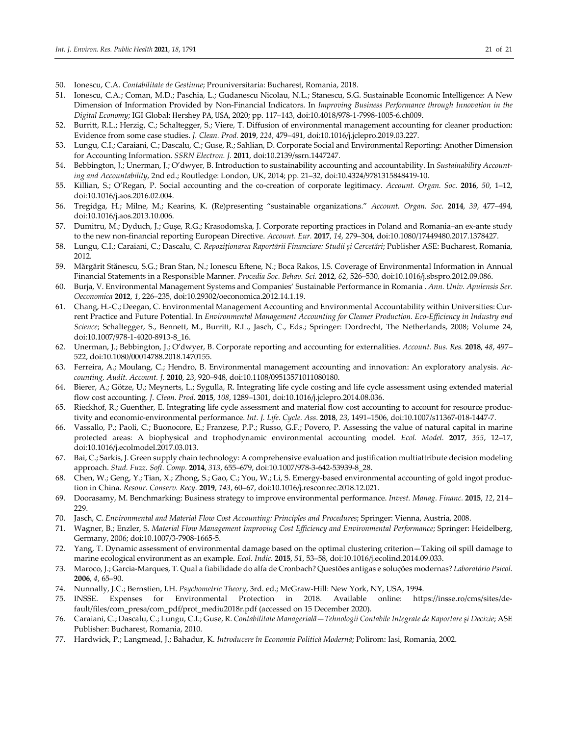50. Ionescu, C.A. *Contabilitate de Gestiune*; Prouniversitaria: Bucharest, Romania, 2018.
51. Ionescu, C.A.; Coman, M.D.; Paschia, L.; Gudanescu Nicolau, N.L.; Stanescu, S.G. Sustainable Economic Intelligence: A New Dimension of Information Provided by Non-Financial Indicators. In *Improving Business Performance through Innovation in the Digital Economy*; IGI Global: Hershey PA, USA, 2020; pp. 117–143, doi:10.4018/978-1-7998-1005-6.ch009.
52. Burritt, R.L.; Herzig, C.; Schaltegger, S.; Viere, T. Diffusion of environmental management accounting for cleaner production: Evidence from some case studies. *J. Clean. Prod.* **2019**, *224*, 479–491, doi:10.1016/j.jclepro.2019.03.227.
53. Lungu, C.I.; Caraiani, C.; Dascalu, C.; Guse, R.; Sahlian, D. Corporate Social and Environmental Reporting: Another Dimension for Accounting Information. *SSRN Electron. J.* **2011**, doi:10.2139/ssrn.1447247.
54. Bebbington, J.; Unerman, J.; O'dwyer, B. Introduction to sustainability accounting and accountability. In *Sustainability Accounting and Accountability*, 2nd ed.; Routledge: London, UK, 2014; pp. 21–32, doi:10.4324/9781315848419-10.
55. Killian, S.; O'Regan, P. Social accounting and the co-creation of corporate legitimacy. *Account. Organ. Soc.* **2016**, *50*, 1–12, doi:10.1016/j.aos.2016.02.004.
56. Tregidga, H.; Milne, M.; Kearins, K. (Re)presenting "sustainable organizations." *Account. Organ. Soc.* **2014**, *39*, 477–494, doi:10.1016/j.aos.2013.10.006.
57. Dumitru, M.; Dyduch, J.; Gușe, R.G.; Krasodomska, J. Corporate reporting practices in Poland and Romania–an ex-ante study to the new non-financial reporting European Directive. *Account. Eur.* **2017**, *14*, 279–304, doi:10.1080/17449480.2017.1378427.
58. Lungu, C.I.; Caraiani, C.; Dascalu, C. *Repoziționarea Raportării Financiare: Studii și Cercetări*; Publisher ASE: Bucharest, Romania, 2012.
59. Mărgărit Stănescu, S.G.; Bran Stan, N.; Ionescu Eftene, N.; Boca Rakos, I.S. Coverage of Environmental Information in Annual Financial Statements in a Responsible Manner. *Procedia Soc. Behav. Sci.* **2012**, *62*, 526–530, doi:10.1016/j.sbspro.2012.09.086.
60. Burja, V. Environmental Management Systems and Companies' Sustainable Performance in Romania . *Ann. Univ. Apulensis Ser. Oeconomica* **2012**, *1*, 226–235, doi:10.29302/oeconomica.2012.14.1.19.
61. Chang, H.-C.; Deegan, C. Environmental Management Accounting and Environmental Accountability within Universities: Current Practice and Future Potential. In *Environmental Management Accounting for Cleaner Production. Eco-Efficiency in Industry and Science*; Schaltegger, S., Bennett, M., Burritt, R.L., Jasch, C., Eds.; Springer: Dordrecht, The Netherlands, 2008; Volume 24, doi:10.1007/978-1-4020-8913-8_16.
62. Unerman, J.; Bebbington, J.; O'dwyer, B. Corporate reporting and accounting for externalities. *Account. Bus. Res.* **2018**, *48*, 497–522, doi:10.1080/00014788.2018.1470155.
63. Ferreira, A.; Moulang, C.; Hendro, B. Environmental management accounting and innovation: An exploratory analysis. *Accounting, Audit. Account. J.* **2010**, *23*, 920–948, doi:10.1108/09513571011080180.
64. Bierer, A.; Götze, U.; Meynerts, L.; Sygulla, R. Integrating life cycle costing and life cycle assessment using extended material flow cost accounting. *J. Clean. Prod.* **2015**, *108*, 1289–1301, doi:10.1016/j.jclepro.2014.08.036.
65. Rieckhof, R.; Guenther, E. Integrating life cycle assessment and material flow cost accounting to account for resource productivity and economic-environmental performance. *Int. J. Life. Cycle. Ass*. **2018**, *23*, 1491–1506, doi:10.1007/s11367-018-1447-7.
66. Vassallo, P.; Paoli, C.; Buonocore, E.; Franzese, P.P.; Russo, G.F.; Povero, P. Assessing the value of natural capital in marine protected areas: A biophysical and trophodynamic environmental accounting model. *Ecol. Model.* **2017**, *355*, 12–17, doi:10.1016/j.ecolmodel.2017.03.013.
67. Bai, C.; Sarkis, J. Green supply chain technology: A comprehensive evaluation and justification multiattribute decision modeling approach. *Stud. Fuzz. Soft. Comp.* **2014**, *313*, 655–679, doi:10.1007/978-3-642-53939-8_28.
68. Chen, W.; Geng, Y.; Tian, X.; Zhong, S.; Gao, C.; You, W.; Li, S. Emergy-based environmental accounting of gold ingot production in China. *Resour. Conserv. Recy.* **2019**, *143*, 60–67, doi:10.1016/j.resconrec.2018.12.021.
69. Doorasamy, M. Benchmarking: Business strategy to improve environmental performance. *Invest. Manag. Financ.* **2015**, *12*, 214–229.
70. Jasch, C. *Environmental and Material Flow Cost Accounting: Principles and Procedures*; Springer: Vienna, Austria, 2008.
71. Wagner, B.; Enzler, S. *Material Flow Management Improving Cost Efficiency and Environmental Performance*; Springer: Heidelberg, Germany, 2006; doi:10.1007/3-7908-1665-5.
72. Yang, T. Dynamic assessment of environmental damage based on the optimal clustering criterion—Taking oil spill damage to marine ecological environment as an example. *Ecol. Indic.* **2015**, *51*, 53–58, doi:10.1016/j.ecolind.2014.09.033.
73. Maroco, J.; Garcia-Marques, T. Qual a fiabilidade do alfa de Cronbach? Questões antigas e soluções modernas? *Laboratório Psicol.* **2006**, *4*, 65–90.
74. Nunnally, J.C.; Bernstien, I.H. *Psychometric Theory*, 3rd. ed.; McGraw-Hill: New York, NY, USA, 1994.
75. INSSE. Expenses for Environmental Protection in 2018. Available online: https://insse.ro/cms/sites/default/files/com_presa/com_pdf/prot_mediu2018r.pdf (accessed on 15 December 2020).
76. Caraiani, C.; Dascalu, C.; Lungu, C.I.; Guse, R. *Contabilitate Managerială—Tehnologii Contabile Integrate de Raportare și Decizie*; ASE Publisher: Bucharest, Romania, 2010.
77. Hardwick, P.; Langmead, J.; Bahadur, K. *Introducere în Economia Politică Modernă*; Polirom: Iasi, Romania, 2002.